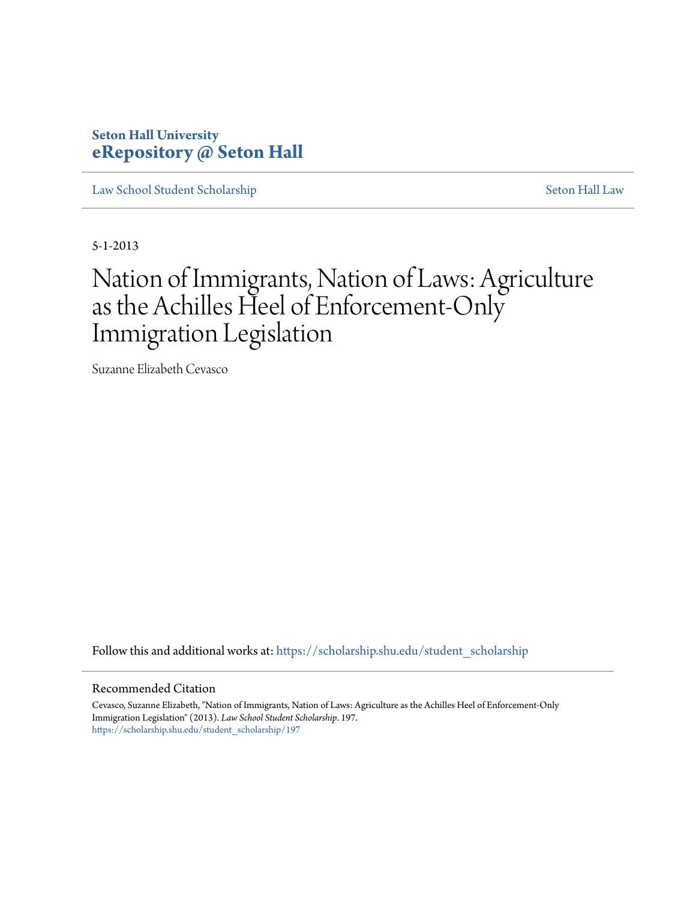**Seton Hall University**
**eRepository @ Seton Hall**

Law School Student Scholarship | Seton Hall Law

5-1-2013

# Nation of Immigrants, Nation of Laws: Agriculture as the Achilles Heel of Enforcement-Only Immigration Legislation

Suzanne Elizabeth Cevasco

Follow this and additional works at: https://scholarship.shu.edu/student_scholarship

## Recommended Citation

Cevasco, Suzanne Elizabeth, "Nation of Immigrants, Nation of Laws: Agriculture as the Achilles Heel of Enforcement-Only Immigration Legislation" (2013). *Law School Student Scholarship*. 197.
https://scholarship.shu.edu/student_scholarship/197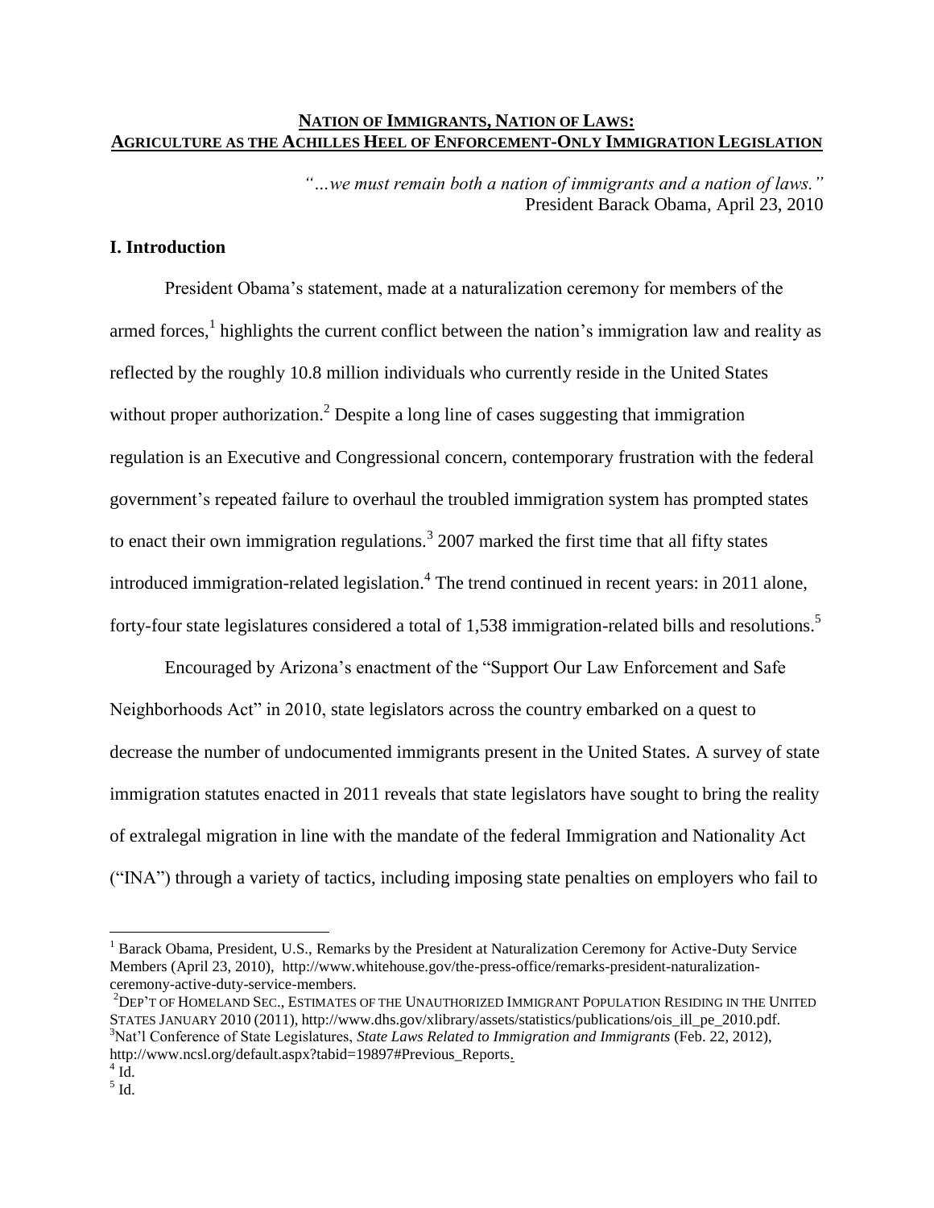# **NATION OF IMMIGRANTS, NATION OF LAWS:**
## **AGRICULTURE AS THE ACHILLES HEEL OF ENFORCEMENT-ONLY IMMIGRATION LEGISLATION**

*"…we must remain both a nation of immigrants and a nation of laws."*
President Barack Obama, April 23, 2010

## **I. Introduction**

President Obama's statement, made at a naturalization ceremony for members of the armed forces,[1] highlights the current conflict between the nation's immigration law and reality as reflected by the roughly 10.8 million individuals who currently reside in the United States without proper authorization.[2] Despite a long line of cases suggesting that immigration regulation is an Executive and Congressional concern, contemporary frustration with the federal government's repeated failure to overhaul the troubled immigration system has prompted states to enact their own immigration regulations.[3] 2007 marked the first time that all fifty states introduced immigration-related legislation.[4] The trend continued in recent years: in 2011 alone, forty-four state legislatures considered a total of 1,538 immigration-related bills and resolutions.[5]

Encouraged by Arizona's enactment of the "Support Our Law Enforcement and Safe Neighborhoods Act" in 2010, state legislators across the country embarked on a quest to decrease the number of undocumented immigrants present in the United States. A survey of state immigration statutes enacted in 2011 reveals that state legislators have sought to bring the reality of extralegal migration in line with the mandate of the federal Immigration and Nationality Act ("INA") through a variety of tactics, including imposing state penalties on employers who fail to

---

[1] Barack Obama, President, U.S., Remarks by the President at Naturalization Ceremony for Active-Duty Service Members (April 23, 2010), http://www.whitehouse.gov/the-press-office/remarks-president-naturalization-ceremony-active-duty-service-members.

[2] DEP'T OF HOMELAND SEC., ESTIMATES OF THE UNAUTHORIZED IMMIGRANT POPULATION RESIDING IN THE UNITED STATES JANUARY 2010 (2011), http://www.dhs.gov/xlibrary/assets/statistics/publications/ois_ill_pe_2010.pdf.

[3] Nat'l Conference of State Legislatures, *State Laws Related to Immigration and Immigrants* (Feb. 22, 2012), http://www.ncsl.org/default.aspx?tabid=19897#Previous_Reports.

[4] Id.

[5] Id.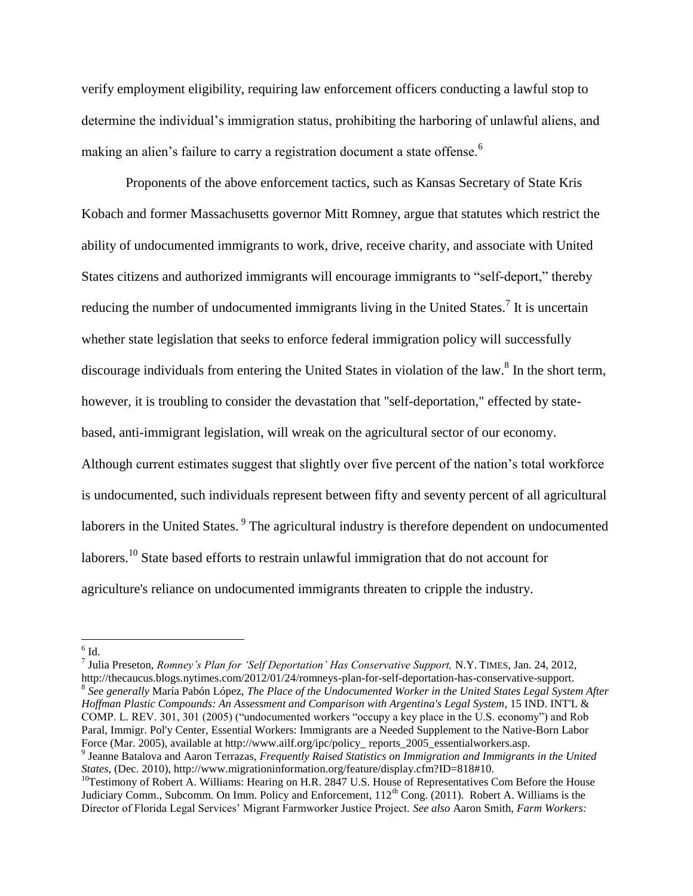verify employment eligibility, requiring law enforcement officers conducting a lawful stop to determine the individual's immigration status, prohibiting the harboring of unlawful aliens, and making an alien's failure to carry a registration document a state offense.[6]

Proponents of the above enforcement tactics, such as Kansas Secretary of State Kris Kobach and former Massachusetts governor Mitt Romney, argue that statutes which restrict the ability of undocumented immigrants to work, drive, receive charity, and associate with United States citizens and authorized immigrants will encourage immigrants to "self-deport," thereby reducing the number of undocumented immigrants living in the United States.[7] It is uncertain whether state legislation that seeks to enforce federal immigration policy will successfully discourage individuals from entering the United States in violation of the law.[8] In the short term, however, it is troubling to consider the devastation that "self-deportation," effected by state-based, anti-immigrant legislation, will wreak on the agricultural sector of our economy. Although current estimates suggest that slightly over five percent of the nation's total workforce is undocumented, such individuals represent between fifty and seventy percent of all agricultural laborers in the United States.[9] The agricultural industry is therefore dependent on undocumented laborers.[10] State based efforts to restrain unlawful immigration that do not account for agriculture's reliance on undocumented immigrants threaten to cripple the industry.

---

[6] Id.

[7] Julia Preseton, *Romney's Plan for 'Self Deportation' Has Conservative Support,* N.Y. TIMES, Jan. 24, 2012, http://thecaucus.blogs.nytimes.com/2012/01/24/romneys-plan-for-self-deportation-has-conservative-support.

[8] *See generally* María Pabón López, *The Place of the Undocumented Worker in the United States Legal System After Hoffman Plastic Compounds: An Assessment and Comparison with Argentina's Legal System*, 15 IND. INT'L & COMP. L. REV. 301, 301 (2005) ("undocumented workers "occupy a key place in the U.S. economy") and Rob Paral, Immigr. Pol'y Center, Essential Workers: Immigrants are a Needed Supplement to the Native-Born Labor Force (Mar. 2005), available at http://www.ailf.org/ipc/policy_ reports_2005_essentialworkers.asp.

[9] Jeanne Batalova and Aaron Terrazas, *Frequently Raised Statistics on Immigration and Immigrants in the United States*, (Dec. 2010), http://www.migrationinformation.org/feature/display.cfm?ID=818#10.

[10] Testimony of Robert A. Williams: Hearing on H.R. 2847 U.S. House of Representatives Com Before the House Judiciary Comm., Subcomm. On Imm. Policy and Enforcement, 112th Cong. (2011). Robert A. Williams is the Director of Florida Legal Services' Migrant Farmworker Justice Project. *See also* Aaron Smith, *Farm Workers:*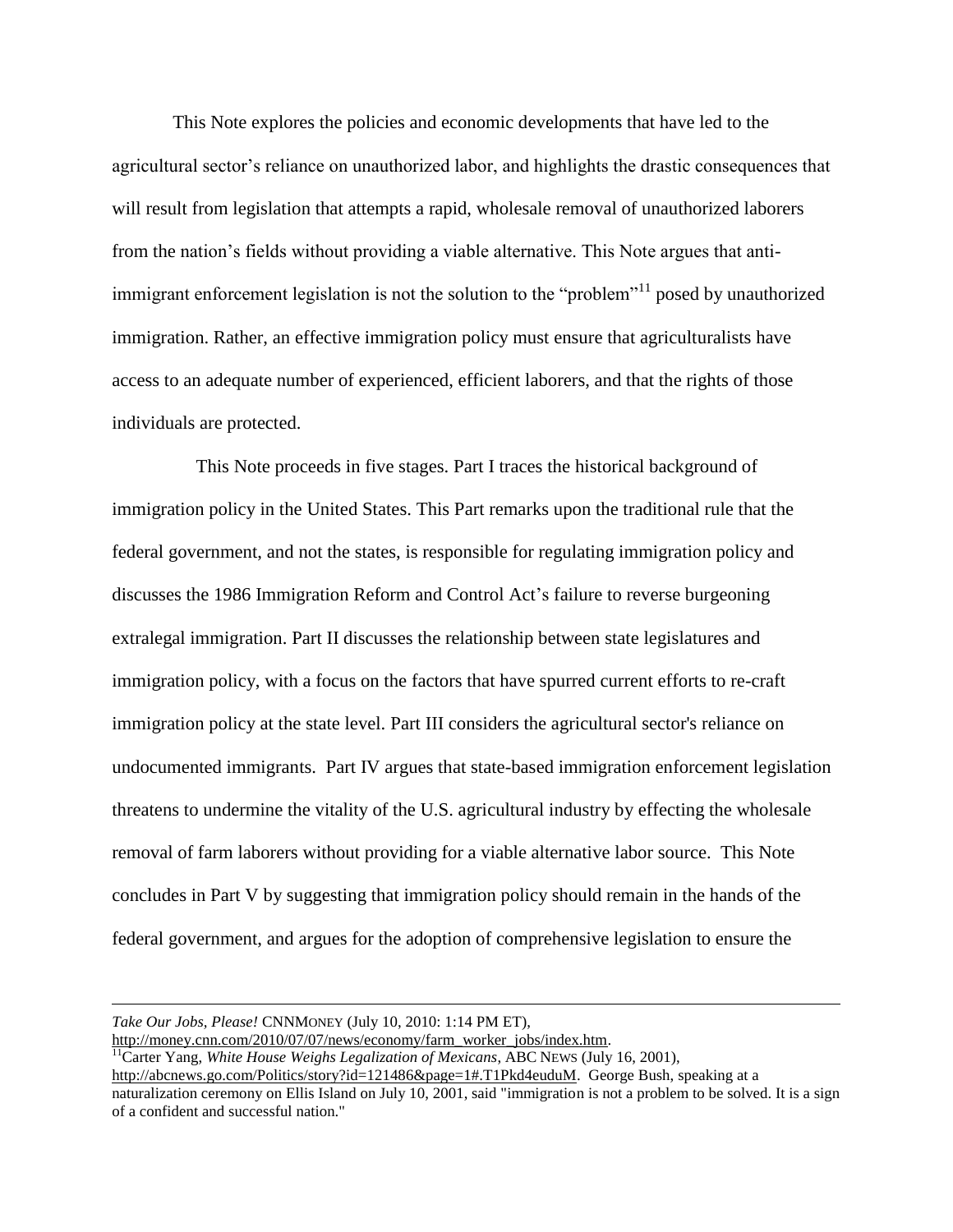This Note explores the policies and economic developments that have led to the agricultural sector's reliance on unauthorized labor, and highlights the drastic consequences that will result from legislation that attempts a rapid, wholesale removal of unauthorized laborers from the nation's fields without providing a viable alternative. This Note argues that anti-immigrant enforcement legislation is not the solution to the "problem"[11] posed by unauthorized immigration. Rather, an effective immigration policy must ensure that agriculturalists have access to an adequate number of experienced, efficient laborers, and that the rights of those individuals are protected.

This Note proceeds in five stages. Part I traces the historical background of immigration policy in the United States. This Part remarks upon the traditional rule that the federal government, and not the states, is responsible for regulating immigration policy and discusses the 1986 Immigration Reform and Control Act's failure to reverse burgeoning extralegal immigration. Part II discusses the relationship between state legislatures and immigration policy, with a focus on the factors that have spurred current efforts to re-craft immigration policy at the state level. Part III considers the agricultural sector's reliance on undocumented immigrants. Part IV argues that state-based immigration enforcement legislation threatens to undermine the vitality of the U.S. agricultural industry by effecting the wholesale removal of farm laborers without providing for a viable alternative labor source. This Note concludes in Part V by suggesting that immigration policy should remain in the hands of the federal government, and argues for the adoption of comprehensive legislation to ensure the

---

*Take Our Jobs, Please!* CNNMONEY (July 10, 2010: 1:14 PM ET), http://money.cnn.com/2010/07/07/news/economy/farm_worker_jobs/index.htm.

[11] Carter Yang, *White House Weighs Legalization of Mexicans*, ABC NEWS (July 16, 2001), http://abcnews.go.com/Politics/story?id=121486&page=1#.T1Pkd4euduM. George Bush, speaking at a naturalization ceremony on Ellis Island on July 10, 2001, said "immigration is not a problem to be solved. It is a sign of a confident and successful nation."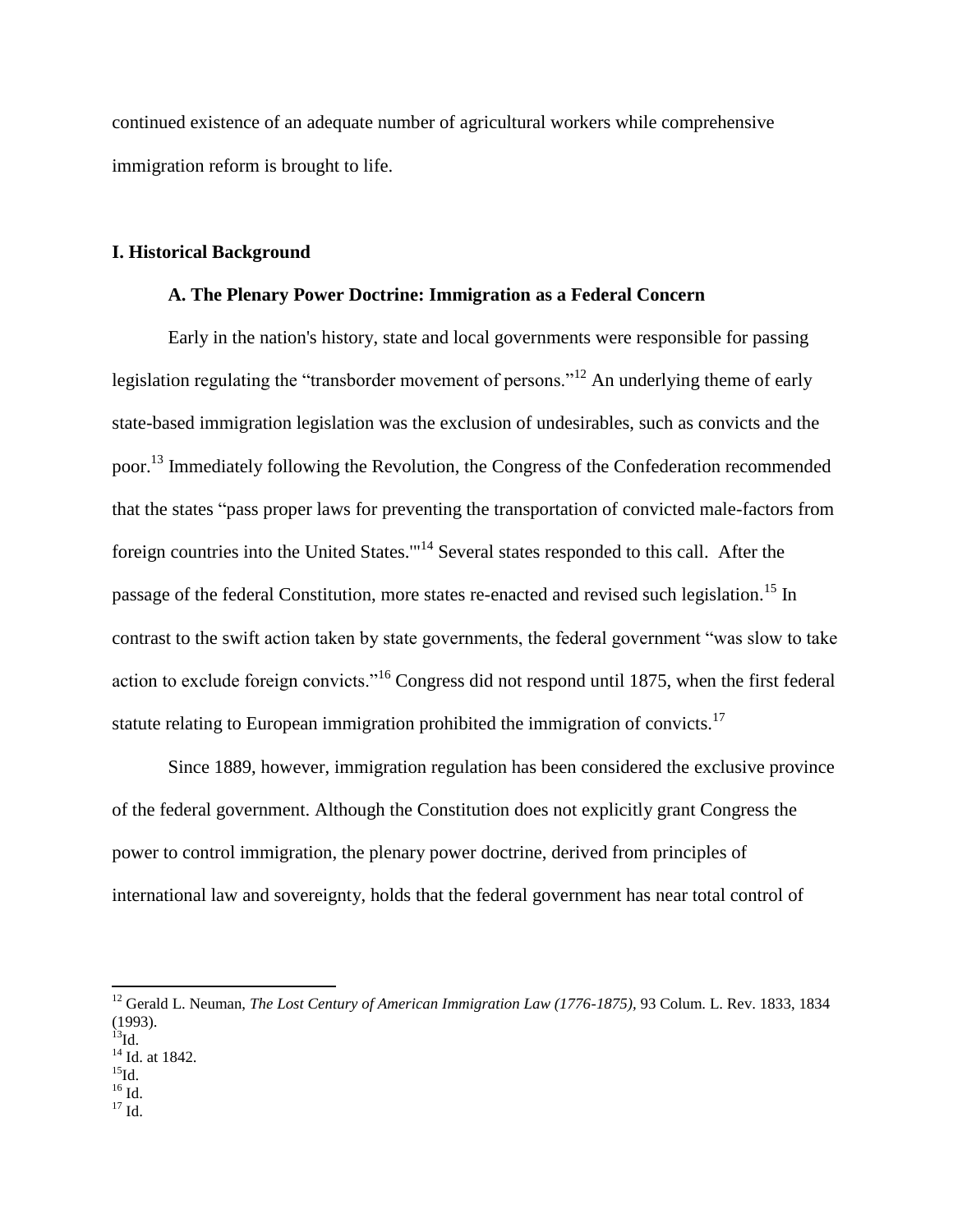continued existence of an adequate number of agricultural workers while comprehensive immigration reform is brought to life.

## I. Historical Background

### A. The Plenary Power Doctrine: Immigration as a Federal Concern

Early in the nation's history, state and local governments were responsible for passing legislation regulating the "transborder movement of persons."[12] An underlying theme of early state-based immigration legislation was the exclusion of undesirables, such as convicts and the poor.[13] Immediately following the Revolution, the Congress of the Confederation recommended that the states "pass proper laws for preventing the transportation of convicted male-factors from foreign countries into the United States.'"[14] Several states responded to this call. After the passage of the federal Constitution, more states re-enacted and revised such legislation.[15] In contrast to the swift action taken by state governments, the federal government "was slow to take action to exclude foreign convicts."[16] Congress did not respond until 1875, when the first federal statute relating to European immigration prohibited the immigration of convicts.[17]

Since 1889, however, immigration regulation has been considered the exclusive province of the federal government. Although the Constitution does not explicitly grant Congress the power to control immigration, the plenary power doctrine, derived from principles of international law and sovereignty, holds that the federal government has near total control of

---

[12] Gerald L. Neuman, *The Lost Century of American Immigration Law (1776-1875)*, 93 Colum. L. Rev. 1833, 1834 (1993).
[13] Id.
[14] Id. at 1842.
[15] Id.
[16] Id.
[17] Id.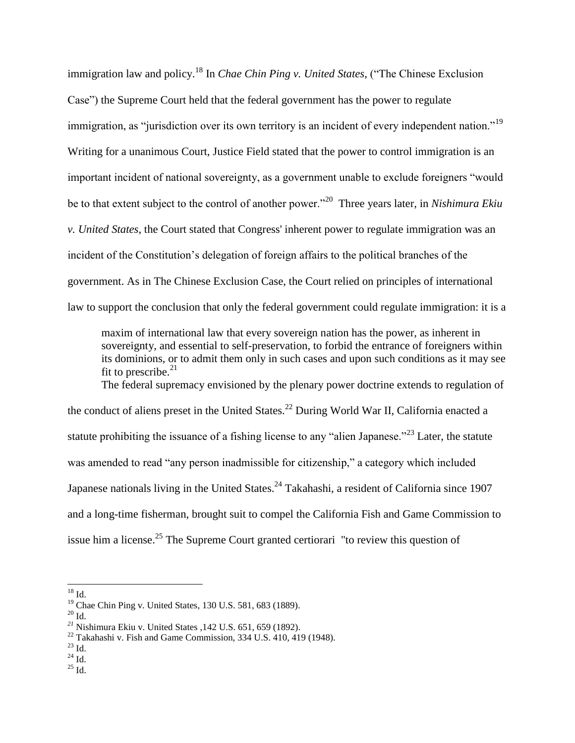immigration law and policy.[18] In *Chae Chin Ping v. United States*, ("The Chinese Exclusion Case") the Supreme Court held that the federal government has the power to regulate immigration, as "jurisdiction over its own territory is an incident of every independent nation."[19] Writing for a unanimous Court, Justice Field stated that the power to control immigration is an important incident of national sovereignty, as a government unable to exclude foreigners "would be to that extent subject to the control of another power."[20] Three years later, in *Nishimura Ekiu v. United States*, the Court stated that Congress' inherent power to regulate immigration was an incident of the Constitution's delegation of foreign affairs to the political branches of the government. As in The Chinese Exclusion Case, the Court relied on principles of international law to support the conclusion that only the federal government could regulate immigration: it is a

> maxim of international law that every sovereign nation has the power, as inherent in sovereignty, and essential to self-preservation, to forbid the entrance of foreigners within its dominions, or to admit them only in such cases and upon such conditions as it may see fit to prescribe.[21]

The federal supremacy envisioned by the plenary power doctrine extends to regulation of the conduct of aliens preset in the United States.[22] During World War II, California enacted a statute prohibiting the issuance of a fishing license to any "alien Japanese."[23] Later, the statute was amended to read "any person inadmissible for citizenship," a category which included Japanese nationals living in the United States.[24] Takahashi, a resident of California since 1907 and a long-time fisherman, brought suit to compel the California Fish and Game Commission to issue him a license.[25] The Supreme Court granted certiorari "to review this question of

---

[18] Id.
[19] Chae Chin Ping v. United States, 130 U.S. 581, 683 (1889).
[20] Id.
[21] Nishimura Ekiu v. United States ,142 U.S. 651, 659 (1892).
[22] Takahashi v. Fish and Game Commission, 334 U.S. 410, 419 (1948).
[23] Id.
[24] Id.
[25] Id.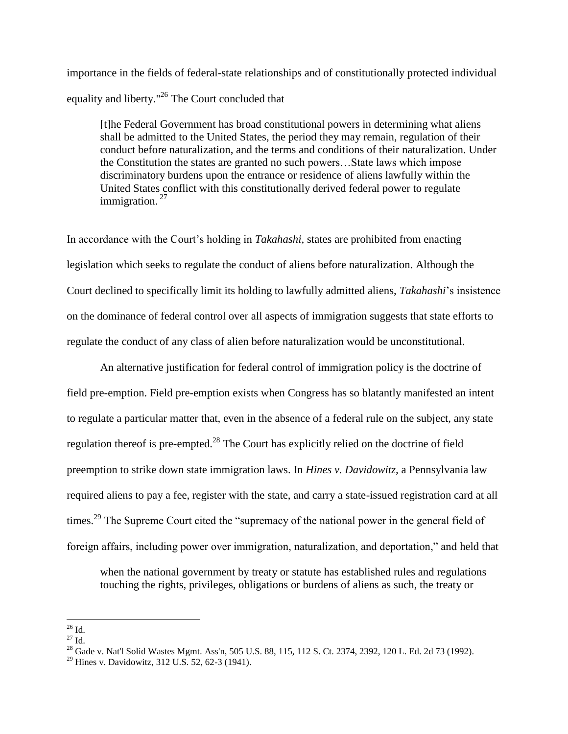importance in the fields of federal-state relationships and of constitutionally protected individual equality and liberty."[26] The Court concluded that

> [t]he Federal Government has broad constitutional powers in determining what aliens shall be admitted to the United States, the period they may remain, regulation of their conduct before naturalization, and the terms and conditions of their naturalization. Under the Constitution the states are granted no such powers…State laws which impose discriminatory burdens upon the entrance or residence of aliens lawfully within the United States conflict with this constitutionally derived federal power to regulate immigration. [27]

In accordance with the Court's holding in *Takahashi*, states are prohibited from enacting legislation which seeks to regulate the conduct of aliens before naturalization. Although the Court declined to specifically limit its holding to lawfully admitted aliens, *Takahashi*'s insistence on the dominance of federal control over all aspects of immigration suggests that state efforts to regulate the conduct of any class of alien before naturalization would be unconstitutional.

An alternative justification for federal control of immigration policy is the doctrine of field pre-emption. Field pre-emption exists when Congress has so blatantly manifested an intent to regulate a particular matter that, even in the absence of a federal rule on the subject, any state regulation thereof is pre-empted.[28] The Court has explicitly relied on the doctrine of field preemption to strike down state immigration laws. In *Hines v. Davidowitz*, a Pennsylvania law required aliens to pay a fee, register with the state, and carry a state-issued registration card at all times.[29] The Supreme Court cited the "supremacy of the national power in the general field of foreign affairs, including power over immigration, naturalization, and deportation," and held that

> when the national government by treaty or statute has established rules and regulations touching the rights, privileges, obligations or burdens of aliens as such, the treaty or

---

[26] Id.

[27] Id.

[28] Gade v. Nat'l Solid Wastes Mgmt. Ass'n, 505 U.S. 88, 115, 112 S. Ct. 2374, 2392, 120 L. Ed. 2d 73 (1992).

[29] Hines v. Davidowitz, 312 U.S. 52, 62-3 (1941).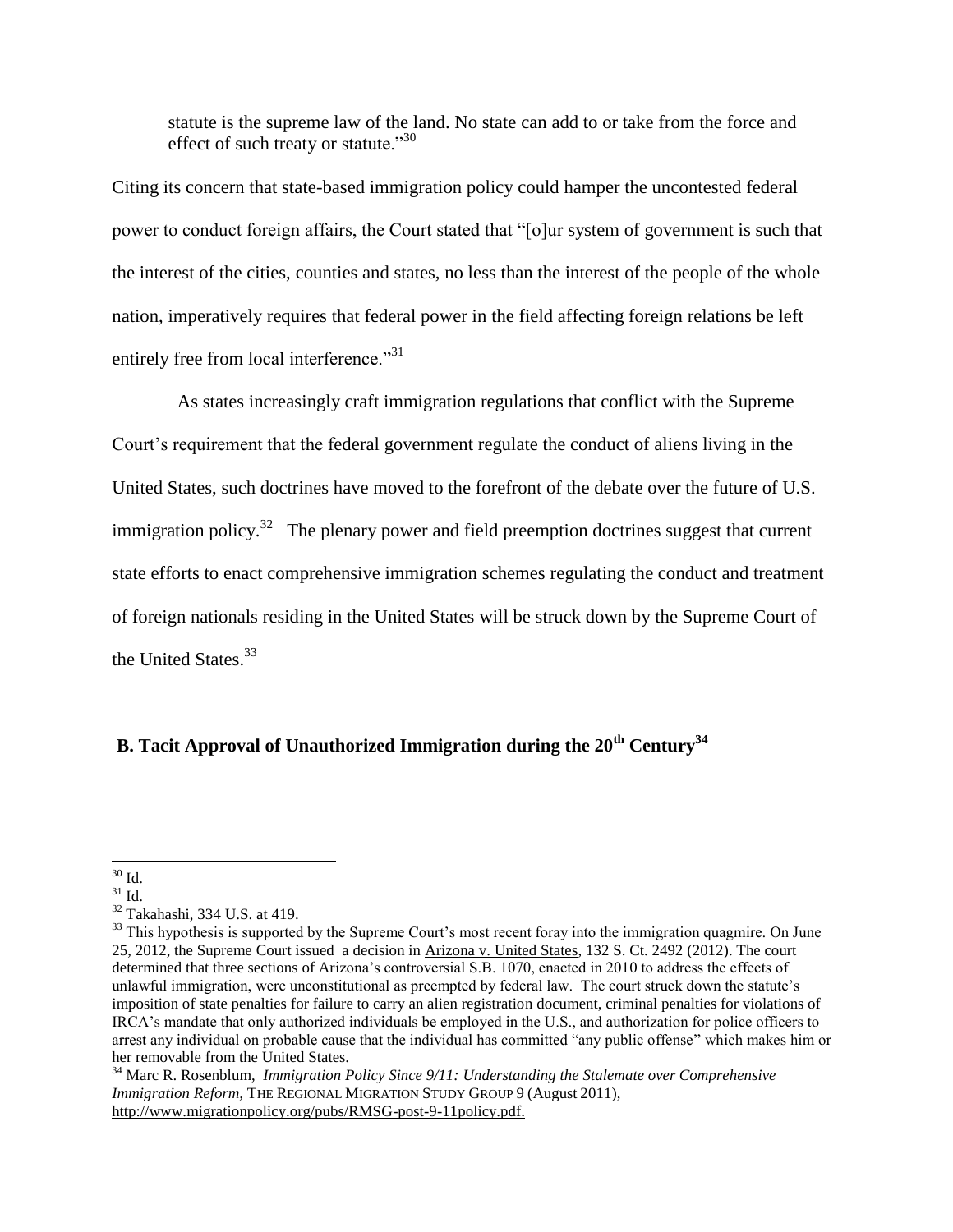> statute is the supreme law of the land. No state can add to or take from the force and effect of such treaty or statute."[30]

Citing its concern that state-based immigration policy could hamper the uncontested federal power to conduct foreign affairs, the Court stated that "[o]ur system of government is such that the interest of the cities, counties and states, no less than the interest of the people of the whole nation, imperatively requires that federal power in the field affecting foreign relations be left entirely free from local interference."[31]

As states increasingly craft immigration regulations that conflict with the Supreme Court's requirement that the federal government regulate the conduct of aliens living in the United States, such doctrines have moved to the forefront of the debate over the future of U.S. immigration policy.[32] The plenary power and field preemption doctrines suggest that current state efforts to enact comprehensive immigration schemes regulating the conduct and treatment of foreign nationals residing in the United States will be struck down by the Supreme Court of the United States.[33]

## B. Tacit Approval of Unauthorized Immigration during the 20th Century[34]

---

[30] Id.

[31] Id.

[32] Takahashi, 334 U.S. at 419.

[33] This hypothesis is supported by the Supreme Court's most recent foray into the immigration quagmire. On June 25, 2012, the Supreme Court issued a decision in Arizona v. United States, 132 S. Ct. 2492 (2012). The court determined that three sections of Arizona's controversial S.B. 1070, enacted in 2010 to address the effects of unlawful immigration, were unconstitutional as preempted by federal law. The court struck down the statute's imposition of state penalties for failure to carry an alien registration document, criminal penalties for violations of IRCA's mandate that only authorized individuals be employed in the U.S., and authorization for police officers to arrest any individual on probable cause that the individual has committed "any public offense" which makes him or her removable from the United States.

[34] Marc R. Rosenblum, *Immigration Policy Since 9/11: Understanding the Stalemate over Comprehensive Immigration Reform,* THE REGIONAL MIGRATION STUDY GROUP 9 (August 2011), http://www.migrationpolicy.org/pubs/RMSG-post-9-11policy.pdf.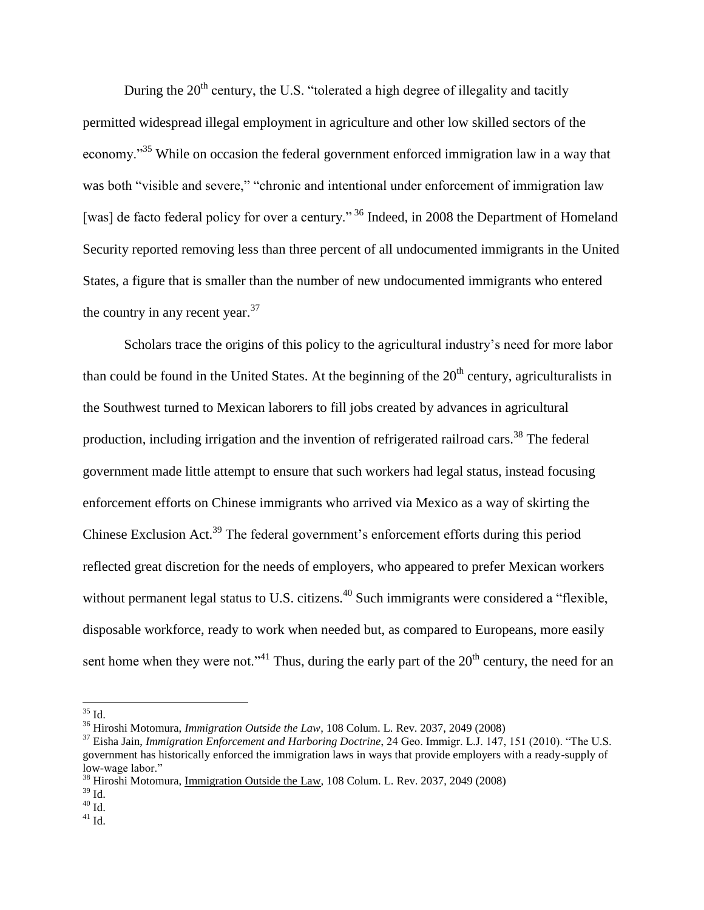During the 20th century, the U.S. "tolerated a high degree of illegality and tacitly permitted widespread illegal employment in agriculture and other low skilled sectors of the economy."[35] While on occasion the federal government enforced immigration law in a way that was both "visible and severe," "chronic and intentional under enforcement of immigration law [was] de facto federal policy for over a century."[36] Indeed, in 2008 the Department of Homeland Security reported removing less than three percent of all undocumented immigrants in the United States, a figure that is smaller than the number of new undocumented immigrants who entered the country in any recent year.[37]

Scholars trace the origins of this policy to the agricultural industry's need for more labor than could be found in the United States. At the beginning of the 20th century, agriculturalists in the Southwest turned to Mexican laborers to fill jobs created by advances in agricultural production, including irrigation and the invention of refrigerated railroad cars.[38] The federal government made little attempt to ensure that such workers had legal status, instead focusing enforcement efforts on Chinese immigrants who arrived via Mexico as a way of skirting the Chinese Exclusion Act.[39] The federal government's enforcement efforts during this period reflected great discretion for the needs of employers, who appeared to prefer Mexican workers without permanent legal status to U.S. citizens.[40] Such immigrants were considered a "flexible, disposable workforce, ready to work when needed but, as compared to Europeans, more easily sent home when they were not."[41] Thus, during the early part of the 20th century, the need for an

---

[35] Id.

[36] Hiroshi Motomura, *Immigration Outside the Law*, 108 Colum. L. Rev. 2037, 2049 (2008)

[37] Eisha Jain, *Immigration Enforcement and Harboring Doctrine*, 24 Geo. Immigr. L.J. 147, 151 (2010). "The U.S. government has historically enforced the immigration laws in ways that provide employers with a ready-supply of low-wage labor."

[38] Hiroshi Motomura, Immigration Outside the Law, 108 Colum. L. Rev. 2037, 2049 (2008)

[39] Id.

[40] Id.

[41] Id.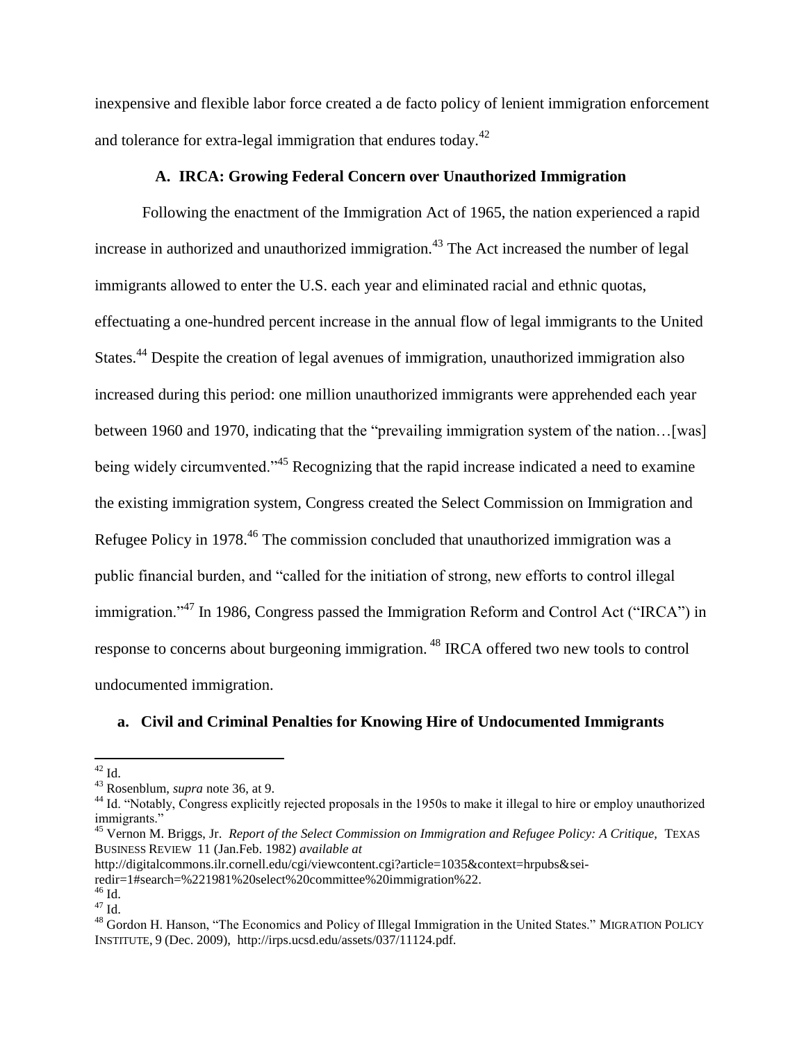inexpensive and flexible labor force created a de facto policy of lenient immigration enforcement and tolerance for extra-legal immigration that endures today.[42]

### A. IRCA: Growing Federal Concern over Unauthorized Immigration

Following the enactment of the Immigration Act of 1965, the nation experienced a rapid increase in authorized and unauthorized immigration.[43] The Act increased the number of legal immigrants allowed to enter the U.S. each year and eliminated racial and ethnic quotas, effectuating a one-hundred percent increase in the annual flow of legal immigrants to the United States.[44] Despite the creation of legal avenues of immigration, unauthorized immigration also increased during this period: one million unauthorized immigrants were apprehended each year between 1960 and 1970, indicating that the "prevailing immigration system of the nation…[was] being widely circumvented."[45] Recognizing that the rapid increase indicated a need to examine the existing immigration system, Congress created the Select Commission on Immigration and Refugee Policy in 1978.[46] The commission concluded that unauthorized immigration was a public financial burden, and "called for the initiation of strong, new efforts to control illegal immigration."[47] In 1986, Congress passed the Immigration Reform and Control Act ("IRCA") in response to concerns about burgeoning immigration.[48] IRCA offered two new tools to control undocumented immigration.

#### a. Civil and Criminal Penalties for Knowing Hire of Undocumented Immigrants

---

[42] Id.

[43] Rosenblum, *supra* note 36, at 9.

[44] Id. "Notably, Congress explicitly rejected proposals in the 1950s to make it illegal to hire or employ unauthorized immigrants."

[45] Vernon M. Briggs, Jr. *Report of the Select Commission on Immigration and Refugee Policy: A Critique,* TEXAS BUSINESS REVIEW 11 (Jan.Feb. 1982) *available at* http://digitalcommons.ilr.cornell.edu/cgi/viewcontent.cgi?article=1035&context=hrpubs&sei-redir=1#search=%221981%20select%20committee%20immigration%22.

[46] Id.

[47] Id.

[48] Gordon H. Hanson, "The Economics and Policy of Illegal Immigration in the United States." MIGRATION POLICY INSTITUTE, 9 (Dec. 2009), http://irps.ucsd.edu/assets/037/11124.pdf.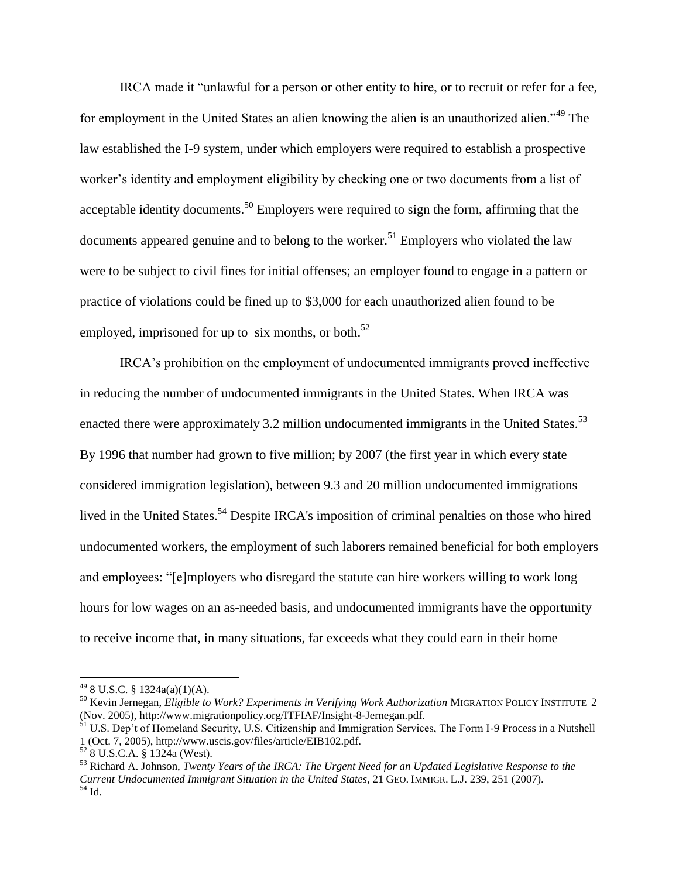IRCA made it "unlawful for a person or other entity to hire, or to recruit or refer for a fee, for employment in the United States an alien knowing the alien is an unauthorized alien."[49] The law established the I-9 system, under which employers were required to establish a prospective worker's identity and employment eligibility by checking one or two documents from a list of acceptable identity documents.[50] Employers were required to sign the form, affirming that the documents appeared genuine and to belong to the worker.[51] Employers who violated the law were to be subject to civil fines for initial offenses; an employer found to engage in a pattern or practice of violations could be fined up to $3,000 for each unauthorized alien found to be employed, imprisoned for up to six months, or both.[52]

IRCA's prohibition on the employment of undocumented immigrants proved ineffective in reducing the number of undocumented immigrants in the United States. When IRCA was enacted there were approximately 3.2 million undocumented immigrants in the United States.[53] By 1996 that number had grown to five million; by 2007 (the first year in which every state considered immigration legislation), between 9.3 and 20 million undocumented immigrations lived in the United States.[54] Despite IRCA's imposition of criminal penalties on those who hired undocumented workers, the employment of such laborers remained beneficial for both employers and employees: "[e]mployers who disregard the statute can hire workers willing to work long hours for low wages on an as-needed basis, and undocumented immigrants have the opportunity to receive income that, in many situations, far exceeds what they could earn in their home

---

[49] 8 U.S.C. § 1324a(a)(1)(A).

[50] Kevin Jernegan, *Eligible to Work? Experiments in Verifying Work Authorization* MIGRATION POLICY INSTITUTE 2 (Nov. 2005), http://www.migrationpolicy.org/ITFIAF/Insight-8-Jernegan.pdf.

[51] U.S. Dep't of Homeland Security, U.S. Citizenship and Immigration Services, The Form I-9 Process in a Nutshell 1 (Oct. 7, 2005), http://www.uscis.gov/files/article/EIB102.pdf.

[52] 8 U.S.C.A. § 1324a (West).

[53] Richard A. Johnson, *Twenty Years of the IRCA: The Urgent Need for an Updated Legislative Response to the Current Undocumented Immigrant Situation in the United States,* 21 GEO. IMMIGR. L.J. 239, 251 (2007).

[54] Id.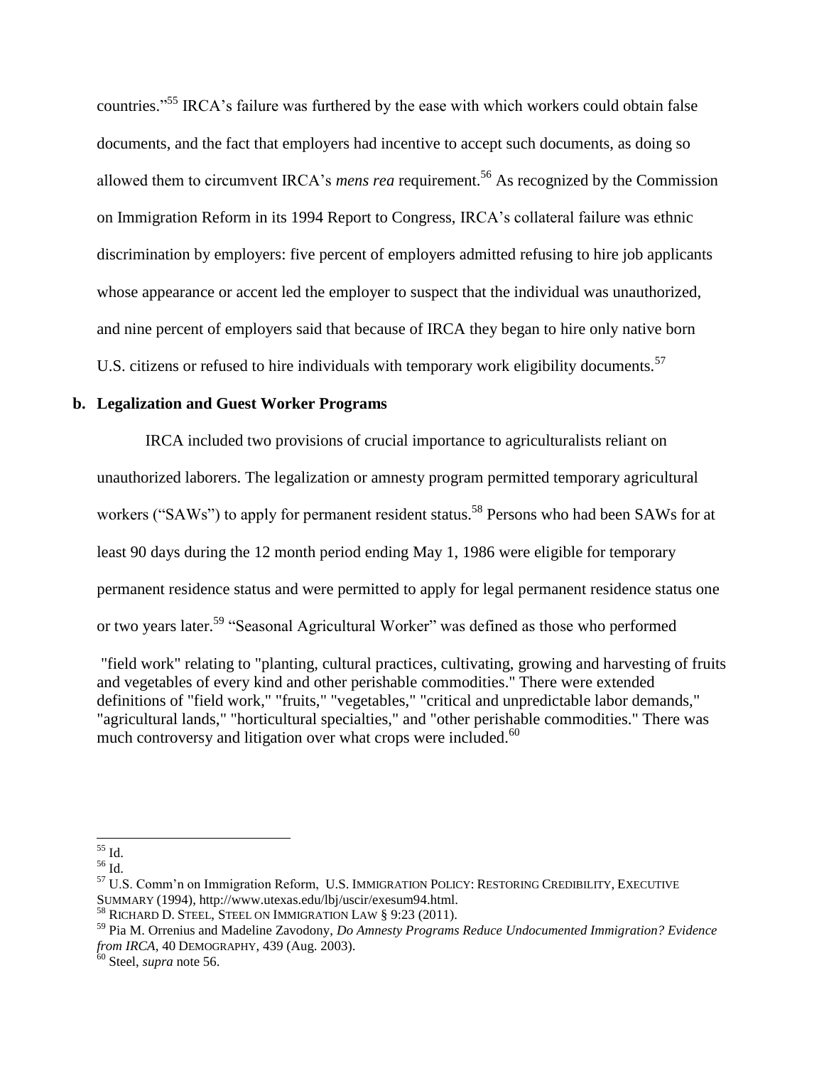countries."[55] IRCA's failure was furthered by the ease with which workers could obtain false documents, and the fact that employers had incentive to accept such documents, as doing so allowed them to circumvent IRCA's *mens rea* requirement.[56] As recognized by the Commission on Immigration Reform in its 1994 Report to Congress, IRCA's collateral failure was ethnic discrimination by employers: five percent of employers admitted refusing to hire job applicants whose appearance or accent led the employer to suspect that the individual was unauthorized, and nine percent of employers said that because of IRCA they began to hire only native born U.S. citizens or refused to hire individuals with temporary work eligibility documents.[57]

**b. Legalization and Guest Worker Programs**

IRCA included two provisions of crucial importance to agriculturalists reliant on unauthorized laborers. The legalization or amnesty program permitted temporary agricultural workers ("SAWs") to apply for permanent resident status.[58] Persons who had been SAWs for at least 90 days during the 12 month period ending May 1, 1986 were eligible for temporary permanent residence status and were permitted to apply for legal permanent residence status one or two years later.[59] "Seasonal Agricultural Worker" was defined as those who performed

> "field work" relating to "planting, cultural practices, cultivating, growing and harvesting of fruits and vegetables of every kind and other perishable commodities." There were extended definitions of "field work," "fruits," "vegetables," "critical and unpredictable labor demands," "agricultural lands," "horticultural specialties," and "other perishable commodities." There was much controversy and litigation over what crops were included.[60]

---

[55] Id.

[56] Id.

[57] U.S. Comm'n on Immigration Reform, U.S. IMMIGRATION POLICY: RESTORING CREDIBILITY, EXECUTIVE SUMMARY (1994), http://www.utexas.edu/lbj/uscir/exesum94.html.

[58] RICHARD D. STEEL, STEEL ON IMMIGRATION LAW § 9:23 (2011).

[59] Pia M. Orrenius and Madeline Zavodony, *Do Amnesty Programs Reduce Undocumented Immigration? Evidence from IRCA*, 40 DEMOGRAPHY, 439 (Aug. 2003).

[60] Steel, *supra* note 56.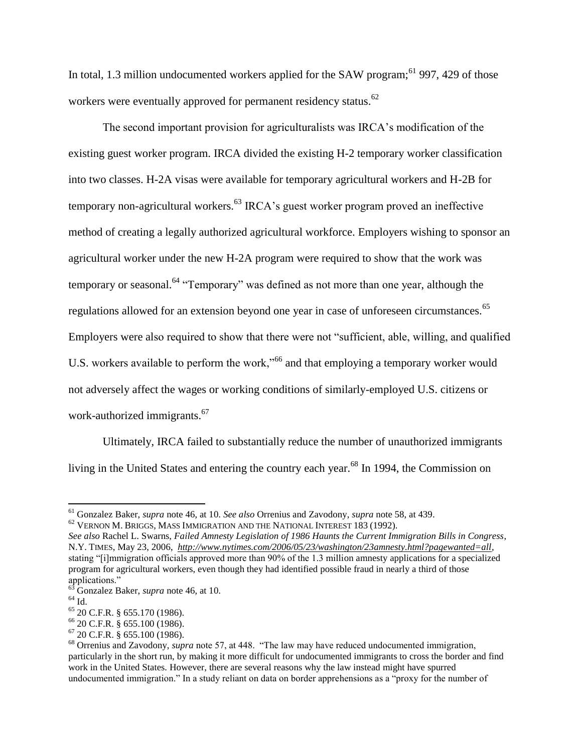In total, 1.3 million undocumented workers applied for the SAW program;[61] 997, 429 of those workers were eventually approved for permanent residency status.[62]

The second important provision for agriculturalists was IRCA's modification of the existing guest worker program. IRCA divided the existing H-2 temporary worker classification into two classes. H-2A visas were available for temporary agricultural workers and H-2B for temporary non-agricultural workers.[63] IRCA's guest worker program proved an ineffective method of creating a legally authorized agricultural workforce. Employers wishing to sponsor an agricultural worker under the new H-2A program were required to show that the work was temporary or seasonal.[64] "Temporary" was defined as not more than one year, although the regulations allowed for an extension beyond one year in case of unforeseen circumstances.[65] Employers were also required to show that there were not "sufficient, able, willing, and qualified U.S. workers available to perform the work,"[66] and that employing a temporary worker would not adversely affect the wages or working conditions of similarly-employed U.S. citizens or work-authorized immigrants.[67]

Ultimately, IRCA failed to substantially reduce the number of unauthorized immigrants living in the United States and entering the country each year.[68] In 1994, the Commission on

---

[61] Gonzalez Baker, *supra* note 46, at 10. *See also* Orrenius and Zavodony, *supra* note 58, at 439.

[62] VERNON M. BRIGGS, MASS IMMIGRATION AND THE NATIONAL INTEREST 183 (1992). *See also* Rachel L. Swarns, *Failed Amnesty Legislation of 1986 Haunts the Current Immigration Bills in Congress*, N.Y. TIMES, May 23, 2006, *http://www.nytimes.com/2006/05/23/washington/23amnesty.html?pagewanted=all*, stating "[i]mmigration officials approved more than 90% of the 1.3 million amnesty applications for a specialized program for agricultural workers, even though they had identified possible fraud in nearly a third of those applications."

[63] Gonzalez Baker, *supra* note 46, at 10.

[64] Id.

[65] 20 C.F.R. § 655.170 (1986).

[66] 20 C.F.R. § 655.100 (1986).

[67] 20 C.F.R. § 655.100 (1986).

[68] Orrenius and Zavodony, *supra* note 57, at 448. "The law may have reduced undocumented immigration, particularly in the short run, by making it more difficult for undocumented immigrants to cross the border and find work in the United States. However, there are several reasons why the law instead might have spurred undocumented immigration." In a study reliant on data on border apprehensions as a "proxy for the number of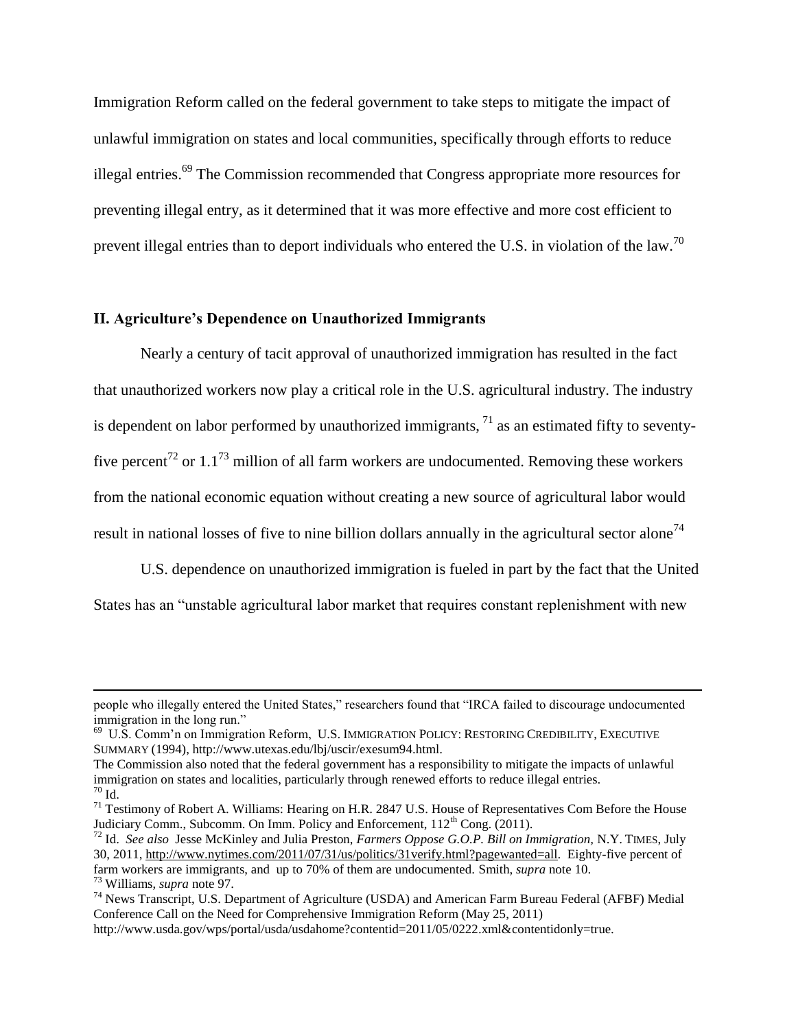Immigration Reform called on the federal government to take steps to mitigate the impact of unlawful immigration on states and local communities, specifically through efforts to reduce illegal entries.[69] The Commission recommended that Congress appropriate more resources for preventing illegal entry, as it determined that it was more effective and more cost efficient to prevent illegal entries than to deport individuals who entered the U.S. in violation of the law.[70]

## II. Agriculture's Dependence on Unauthorized Immigrants

Nearly a century of tacit approval of unauthorized immigration has resulted in the fact that unauthorized workers now play a critical role in the U.S. agricultural industry. The industry is dependent on labor performed by unauthorized immigrants, [71] as an estimated fifty to seventy-five percent[72] or 1.1[73] million of all farm workers are undocumented. Removing these workers from the national economic equation without creating a new source of agricultural labor would result in national losses of five to nine billion dollars annually in the agricultural sector alone[74]

U.S. dependence on unauthorized immigration is fueled in part by the fact that the United States has an "unstable agricultural labor market that requires constant replenishment with new

---

people who illegally entered the United States," researchers found that "IRCA failed to discourage undocumented immigration in the long run."

[69] U.S. Comm'n on Immigration Reform, U.S. IMMIGRATION POLICY: RESTORING CREDIBILITY, EXECUTIVE SUMMARY (1994), http://www.utexas.edu/lbj/uscir/exesum94.html.
The Commission also noted that the federal government has a responsibility to mitigate the impacts of unlawful immigration on states and localities, particularly through renewed efforts to reduce illegal entries.

[70] Id.

[71] Testimony of Robert A. Williams: Hearing on H.R. 2847 U.S. House of Representatives Com Before the House Judiciary Comm., Subcomm. On Imm. Policy and Enforcement, 112th Cong. (2011).

[72] Id. *See also* Jesse McKinley and Julia Preston, *Farmers Oppose G.O.P. Bill on Immigration*, N.Y. TIMES, July 30, 2011, http://www.nytimes.com/2011/07/31/us/politics/31verify.html?pagewanted=all. Eighty-five percent of farm workers are immigrants, and up to 70% of them are undocumented. Smith, *supra* note 10.

[73] Williams, *supra* note 97.

[74] News Transcript, U.S. Department of Agriculture (USDA) and American Farm Bureau Federal (AFBF) Medial Conference Call on the Need for Comprehensive Immigration Reform (May 25, 2011) http://www.usda.gov/wps/portal/usda/usdahome?contentid=2011/05/0222.xml&contentidonly=true.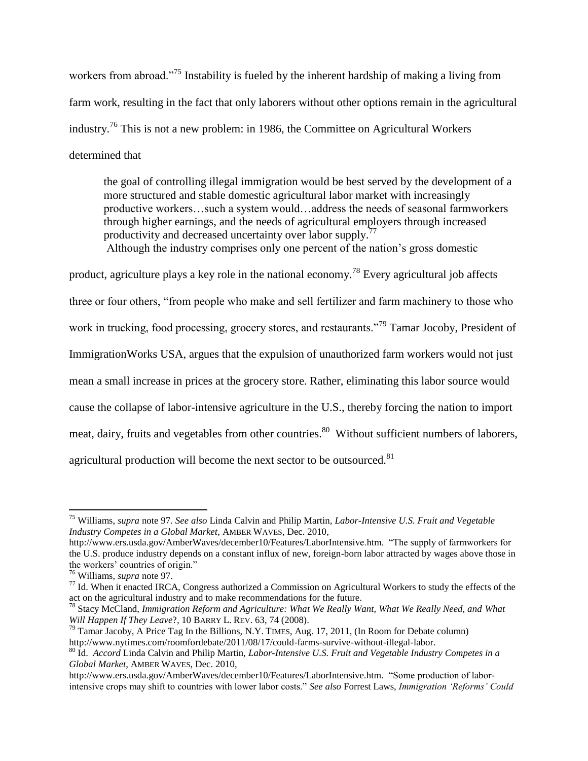workers from abroad."[75] Instability is fueled by the inherent hardship of making a living from farm work, resulting in the fact that only laborers without other options remain in the agricultural industry.[76] This is not a new problem: in 1986, the Committee on Agricultural Workers determined that

> the goal of controlling illegal immigration would be best served by the development of a more structured and stable domestic agricultural labor market with increasingly productive workers…such a system would…address the needs of seasonal farmworkers through higher earnings, and the needs of agricultural employers through increased productivity and decreased uncertainty over labor supply.[77]

Although the industry comprises only one percent of the nation's gross domestic product, agriculture plays a key role in the national economy.[78] Every agricultural job affects three or four others, "from people who make and sell fertilizer and farm machinery to those who work in trucking, food processing, grocery stores, and restaurants."[79] Tamar Jocoby, President of ImmigrationWorks USA, argues that the expulsion of unauthorized farm workers would not just mean a small increase in prices at the grocery store. Rather, eliminating this labor source would cause the collapse of labor-intensive agriculture in the U.S., thereby forcing the nation to import meat, dairy, fruits and vegetables from other countries.[80] Without sufficient numbers of laborers, agricultural production will become the next sector to be outsourced.[81]

---

[75] Williams, *supra* note 97. *See also* Linda Calvin and Philip Martin, *Labor-Intensive U.S. Fruit and Vegetable Industry Competes in a Global Market*, AMBER WAVES, Dec. 2010, http://www.ers.usda.gov/AmberWaves/december10/Features/LaborIntensive.htm. "The supply of farmworkers for the U.S. produce industry depends on a constant influx of new, foreign-born labor attracted by wages above those in the workers' countries of origin."

[76] Williams, *supra* note 97.

[77] Id. When it enacted IRCA, Congress authorized a Commission on Agricultural Workers to study the effects of the act on the agricultural industry and to make recommendations for the future.

[78] Stacy McCland, *Immigration Reform and Agriculture: What We Really Want, What We Really Need, and What Will Happen If They Leave*?, 10 BARRY L. REV. 63, 74 (2008).

[79] Tamar Jacoby, A Price Tag In the Billions, N.Y. TIMES, Aug. 17, 2011, (In Room for Debate column) http://www.nytimes.com/roomfordebate/2011/08/17/could-farms-survive-without-illegal-labor.

[80] Id. *Accord* Linda Calvin and Philip Martin, *Labor-Intensive U.S. Fruit and Vegetable Industry Competes in a Global Market*, AMBER WAVES, Dec. 2010, http://www.ers.usda.gov/AmberWaves/december10/Features/LaborIntensive.htm. "Some production of labor-intensive crops may shift to countries with lower labor costs." *See also* Forrest Laws, *Immigration 'Reforms' Could*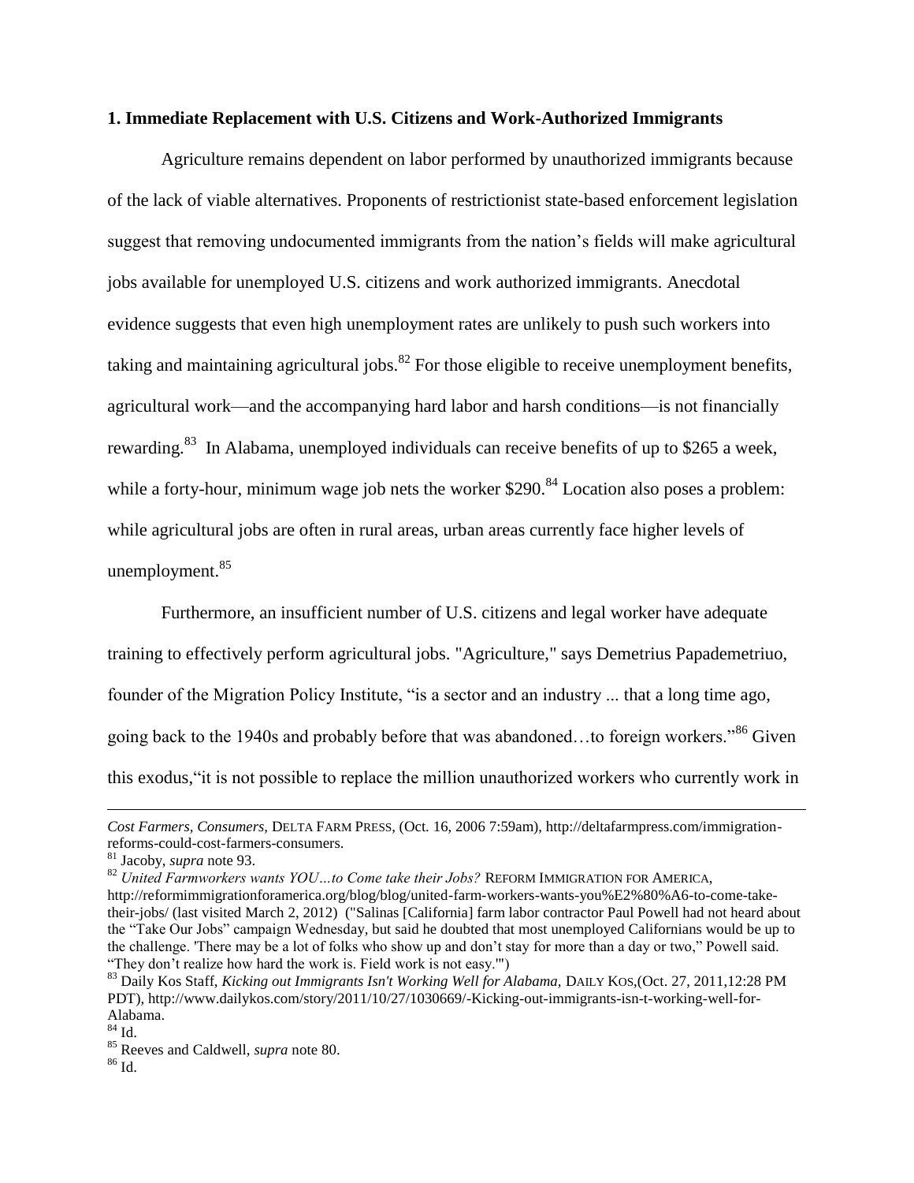**1. Immediate Replacement with U.S. Citizens and Work-Authorized Immigrants**

Agriculture remains dependent on labor performed by unauthorized immigrants because of the lack of viable alternatives. Proponents of restrictionist state-based enforcement legislation suggest that removing undocumented immigrants from the nation's fields will make agricultural jobs available for unemployed U.S. citizens and work authorized immigrants. Anecdotal evidence suggests that even high unemployment rates are unlikely to push such workers into taking and maintaining agricultural jobs.[82] For those eligible to receive unemployment benefits, agricultural work—and the accompanying hard labor and harsh conditions—is not financially rewarding.[83] In Alabama, unemployed individuals can receive benefits of up to $265 a week, while a forty-hour, minimum wage job nets the worker $290.[84] Location also poses a problem: while agricultural jobs are often in rural areas, urban areas currently face higher levels of unemployment.[85]

Furthermore, an insufficient number of U.S. citizens and legal worker have adequate training to effectively perform agricultural jobs. "Agriculture," says Demetrius Papademetriuo, founder of the Migration Policy Institute, "is a sector and an industry ... that a long time ago, going back to the 1940s and probably before that was abandoned…to foreign workers."[86] Given this exodus,"it is not possible to replace the million unauthorized workers who currently work in

---

*Cost Farmers, Consumers,* DELTA FARM PRESS, (Oct. 16, 2006 7:59am), http://deltafarmpress.com/immigration-reforms-could-cost-farmers-consumers.

[81] Jacoby, *supra* note 93.

[82] *United Farmworkers wants YOU...to Come take their Jobs?* REFORM IMMIGRATION FOR AMERICA, http://reformimmigrationforamerica.org/blog/blog/united-farm-workers-wants-you%E2%80%A6-to-come-take-their-jobs/ (last visited March 2, 2012) ("Salinas [California] farm labor contractor Paul Powell had not heard about the "Take Our Jobs" campaign Wednesday, but said he doubted that most unemployed Californians would be up to the challenge. 'There may be a lot of folks who show up and don't stay for more than a day or two," Powell said. "They don't realize how hard the work is. Field work is not easy.'")

[83] Daily Kos Staff, *Kicking out Immigrants Isn't Working Well for Alabama,* DAILY KOS,(Oct. 27, 2011,12:28 PM PDT), http://www.dailykos.com/story/2011/10/27/1030669/-Kicking-out-immigrants-isn-t-working-well-for-Alabama.

[84] Id.

[85] Reeves and Caldwell, *supra* note 80.

[86] Id.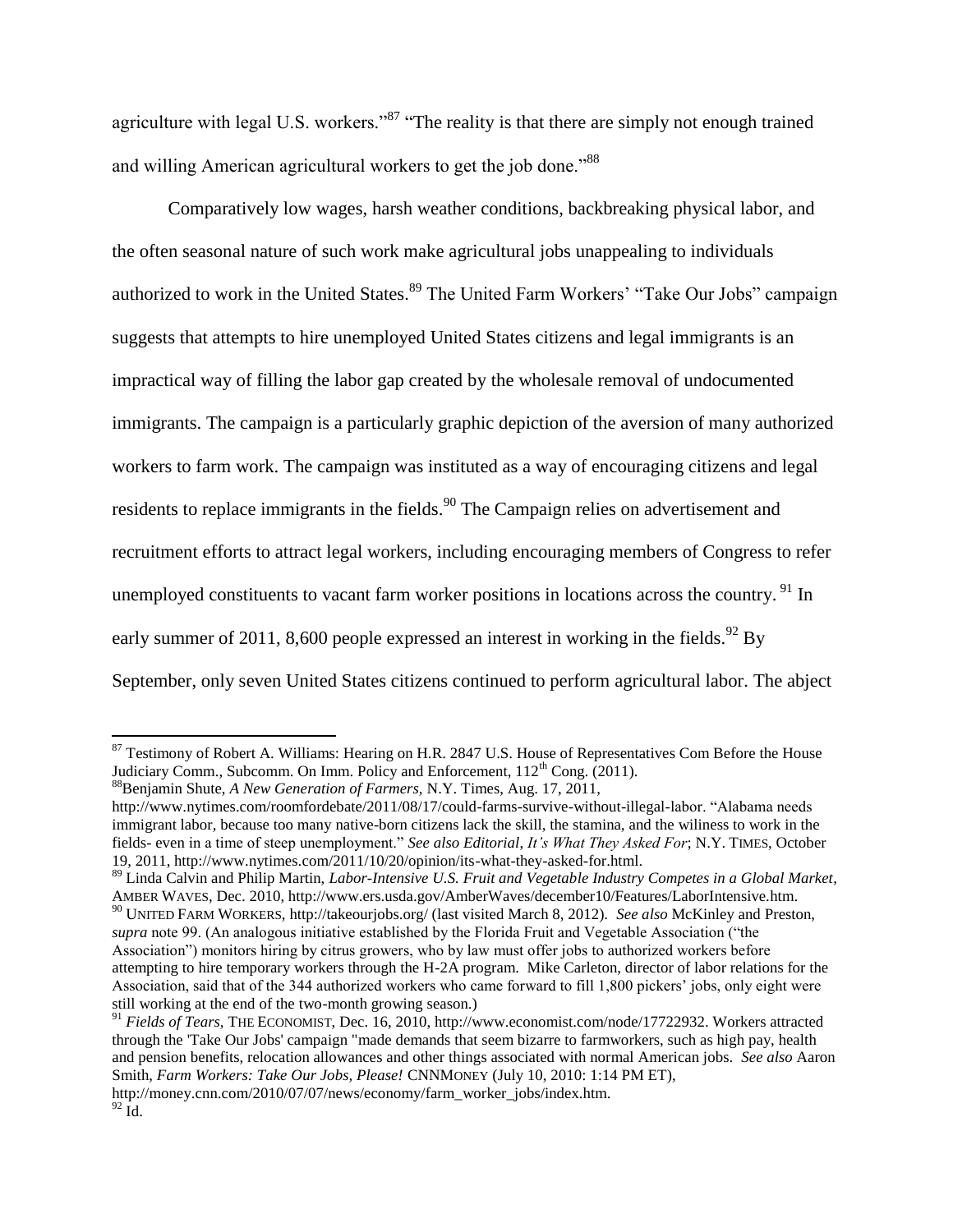agriculture with legal U.S. workers."[87] "The reality is that there are simply not enough trained and willing American agricultural workers to get the job done."[88]

Comparatively low wages, harsh weather conditions, backbreaking physical labor, and the often seasonal nature of such work make agricultural jobs unappealing to individuals authorized to work in the United States.[89] The United Farm Workers' "Take Our Jobs" campaign suggests that attempts to hire unemployed United States citizens and legal immigrants is an impractical way of filling the labor gap created by the wholesale removal of undocumented immigrants. The campaign is a particularly graphic depiction of the aversion of many authorized workers to farm work. The campaign was instituted as a way of encouraging citizens and legal residents to replace immigrants in the fields.[90] The Campaign relies on advertisement and recruitment efforts to attract legal workers, including encouraging members of Congress to refer unemployed constituents to vacant farm worker positions in locations across the country.[91] In early summer of 2011, 8,600 people expressed an interest in working in the fields.[92] By September, only seven United States citizens continued to perform agricultural labor. The abject

---

[87] Testimony of Robert A. Williams: Hearing on H.R. 2847 U.S. House of Representatives Com Before the House Judiciary Comm., Subcomm. On Imm. Policy and Enforcement, 112th Cong. (2011).

[88] Benjamin Shute, *A New Generation of Farmers*, N.Y. Times, Aug. 17, 2011, http://www.nytimes.com/roomfordebate/2011/08/17/could-farms-survive-without-illegal-labor. "Alabama needs immigrant labor, because too many native-born citizens lack the skill, the stamina, and the wiliness to work in the fields- even in a time of steep unemployment." *See also Editorial*, *It's What They Asked For*; N.Y. TIMES, October 19, 2011, http://www.nytimes.com/2011/10/20/opinion/its-what-they-asked-for.html.

[89] Linda Calvin and Philip Martin, *Labor-Intensive U.S. Fruit and Vegetable Industry Competes in a Global Market*, AMBER WAVES, Dec. 2010, http://www.ers.usda.gov/AmberWaves/december10/Features/LaborIntensive.htm.

[90] UNITED FARM WORKERS, http://takeourjobs.org/ (last visited March 8, 2012). *See also* McKinley and Preston, *supra* note 99. (An analogous initiative established by the Florida Fruit and Vegetable Association ("the Association") monitors hiring by citrus growers, who by law must offer jobs to authorized workers before attempting to hire temporary workers through the H-2A program. Mike Carleton, director of labor relations for the Association, said that of the 344 authorized workers who came forward to fill 1,800 pickers' jobs, only eight were still working at the end of the two-month growing season.)

[91] *Fields of Tears*, THE ECONOMIST, Dec. 16, 2010, http://www.economist.com/node/17722932. Workers attracted through the 'Take Our Jobs' campaign "made demands that seem bizarre to farmworkers, such as high pay, health and pension benefits, relocation allowances and other things associated with normal American jobs. *See also* Aaron Smith, *Farm Workers: Take Our Jobs, Please!* CNNMONEY (July 10, 2010: 1:14 PM ET), http://money.cnn.com/2010/07/07/news/economy/farm_worker_jobs/index.htm.

[92] Id.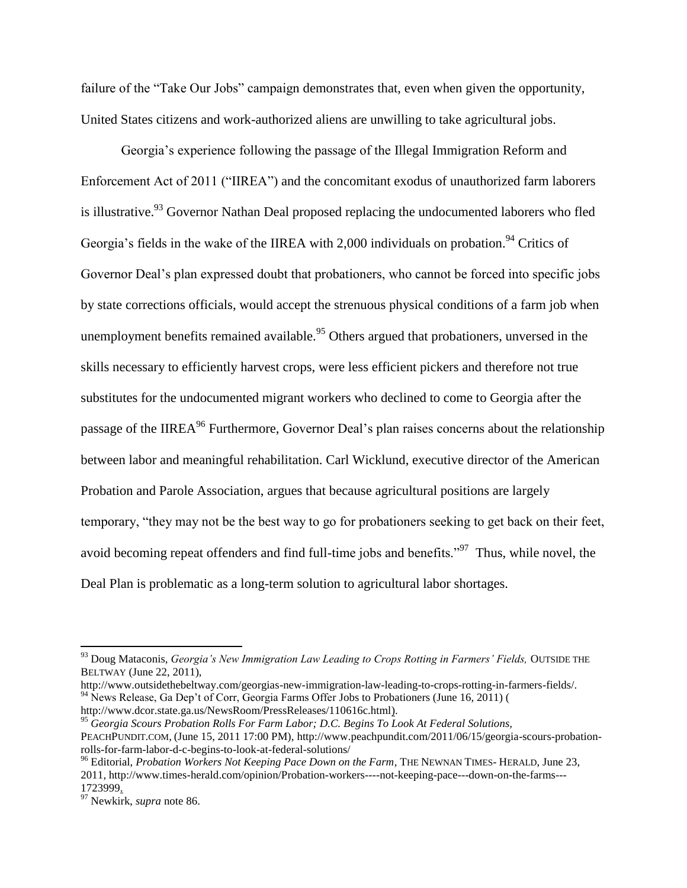failure of the "Take Our Jobs" campaign demonstrates that, even when given the opportunity, United States citizens and work-authorized aliens are unwilling to take agricultural jobs.

Georgia's experience following the passage of the Illegal Immigration Reform and Enforcement Act of 2011 ("IIREA") and the concomitant exodus of unauthorized farm laborers is illustrative.[93] Governor Nathan Deal proposed replacing the undocumented laborers who fled Georgia's fields in the wake of the IIREA with 2,000 individuals on probation.[94] Critics of Governor Deal's plan expressed doubt that probationers, who cannot be forced into specific jobs by state corrections officials, would accept the strenuous physical conditions of a farm job when unemployment benefits remained available.[95] Others argued that probationers, unversed in the skills necessary to efficiently harvest crops, were less efficient pickers and therefore not true substitutes for the undocumented migrant workers who declined to come to Georgia after the passage of the IIREA[96] Furthermore, Governor Deal's plan raises concerns about the relationship between labor and meaningful rehabilitation. Carl Wicklund, executive director of the American Probation and Parole Association, argues that because agricultural positions are largely temporary, "they may not be the best way to go for probationers seeking to get back on their feet, avoid becoming repeat offenders and find full-time jobs and benefits."[97] Thus, while novel, the Deal Plan is problematic as a long-term solution to agricultural labor shortages.

---

[93] Doug Mataconis, *Georgia's New Immigration Law Leading to Crops Rotting in Farmers' Fields,* OUTSIDE THE BELTWAY (June 22, 2011), http://www.outsidethebeltway.com/georgias-new-immigration-law-leading-to-crops-rotting-in-farmers-fields/.

[94] News Release, Ga Dep't of Corr, Georgia Farms Offer Jobs to Probationers (June 16, 2011) ( http://www.dcor.state.ga.us/NewsRoom/PressReleases/110616c.html).

[95] *Georgia Scours Probation Rolls For Farm Labor; D.C. Begins To Look At Federal Solutions,* PEACHPUNDIT.COM, (June 15, 2011 17:00 PM), http://www.peachpundit.com/2011/06/15/georgia-scours-probation-rolls-for-farm-labor-d-c-begins-to-look-at-federal-solutions/

[96] Editorial, *Probation Workers Not Keeping Pace Down on the Farm*, THE NEWNAN TIMES- HERALD, June 23, 2011, http://www.times-herald.com/opinion/Probation-workers----not-keeping-pace---down-on-the-farms---1723999.

[97] Newkirk, *supra* note 86.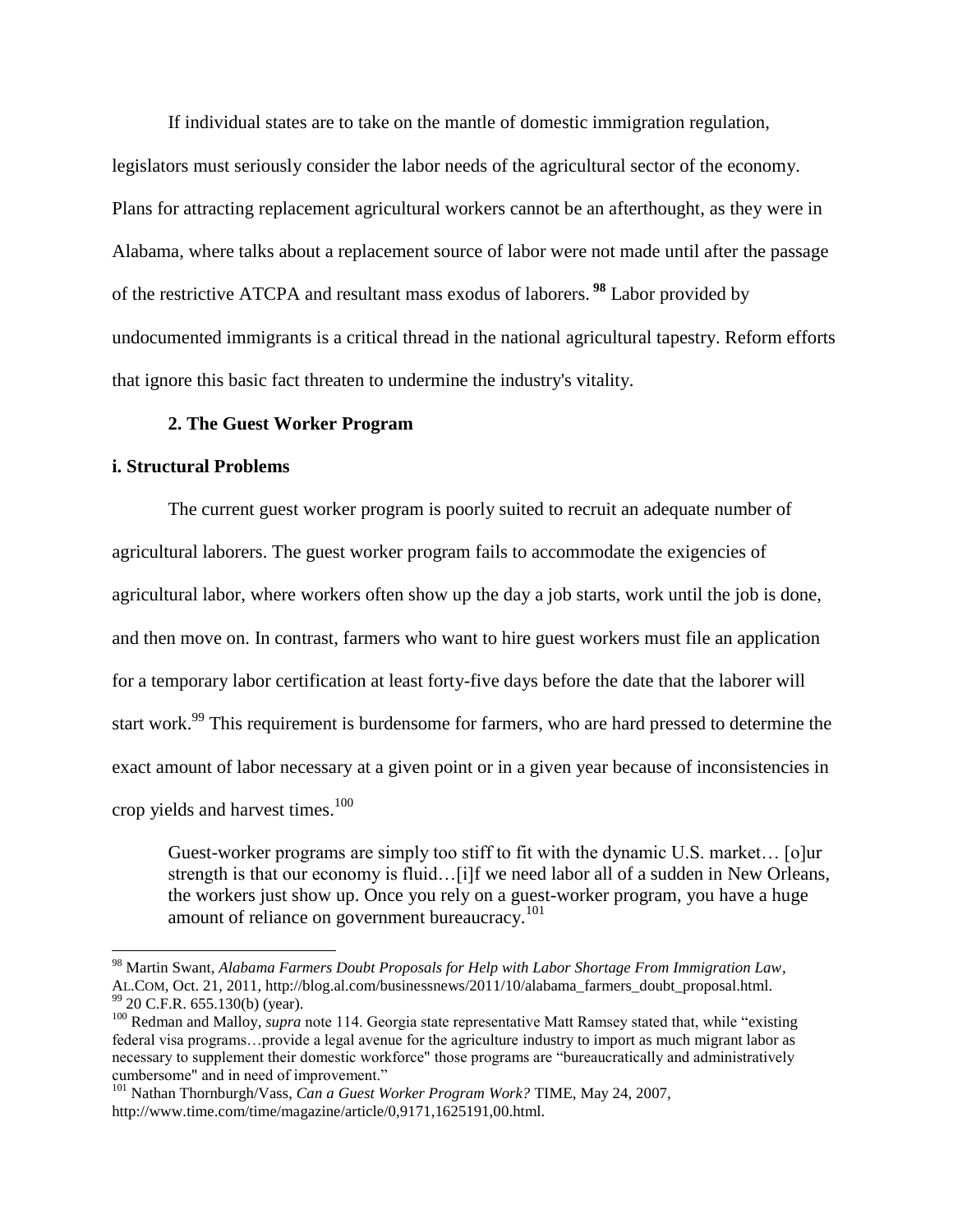If individual states are to take on the mantle of domestic immigration regulation, legislators must seriously consider the labor needs of the agricultural sector of the economy. Plans for attracting replacement agricultural workers cannot be an afterthought, as they were in Alabama, where talks about a replacement source of labor were not made until after the passage of the restrictive ATCPA and resultant mass exodus of laborers.[98] Labor provided by undocumented immigrants is a critical thread in the national agricultural tapestry. Reform efforts that ignore this basic fact threaten to undermine the industry's vitality.

### 2. The Guest Worker Program

#### i. Structural Problems

The current guest worker program is poorly suited to recruit an adequate number of agricultural laborers. The guest worker program fails to accommodate the exigencies of agricultural labor, where workers often show up the day a job starts, work until the job is done, and then move on. In contrast, farmers who want to hire guest workers must file an application for a temporary labor certification at least forty-five days before the date that the laborer will start work.[99] This requirement is burdensome for farmers, who are hard pressed to determine the exact amount of labor necessary at a given point or in a given year because of inconsistencies in crop yields and harvest times.[100]

> Guest-worker programs are simply too stiff to fit with the dynamic U.S. market… [o]ur strength is that our economy is fluid…[i]f we need labor all of a sudden in New Orleans, the workers just show up. Once you rely on a guest-worker program, you have a huge amount of reliance on government bureaucracy.[101]

---

[98] Martin Swant, *Alabama Farmers Doubt Proposals for Help with Labor Shortage From Immigration Law*, AL.COM, Oct. 21, 2011, http://blog.al.com/businessnews/2011/10/alabama_farmers_doubt_proposal.html.

[99] 20 C.F.R. 655.130(b) (year).

[100] Redman and Malloy, *supra* note 114. Georgia state representative Matt Ramsey stated that, while "existing federal visa programs…provide a legal avenue for the agriculture industry to import as much migrant labor as necessary to supplement their domestic workforce" those programs are "bureaucratically and administratively cumbersome" and in need of improvement."

[101] Nathan Thornburgh/Vass, *Can a Guest Worker Program Work?* TIME, May 24, 2007, http://www.time.com/time/magazine/article/0,9171,1625191,00.html.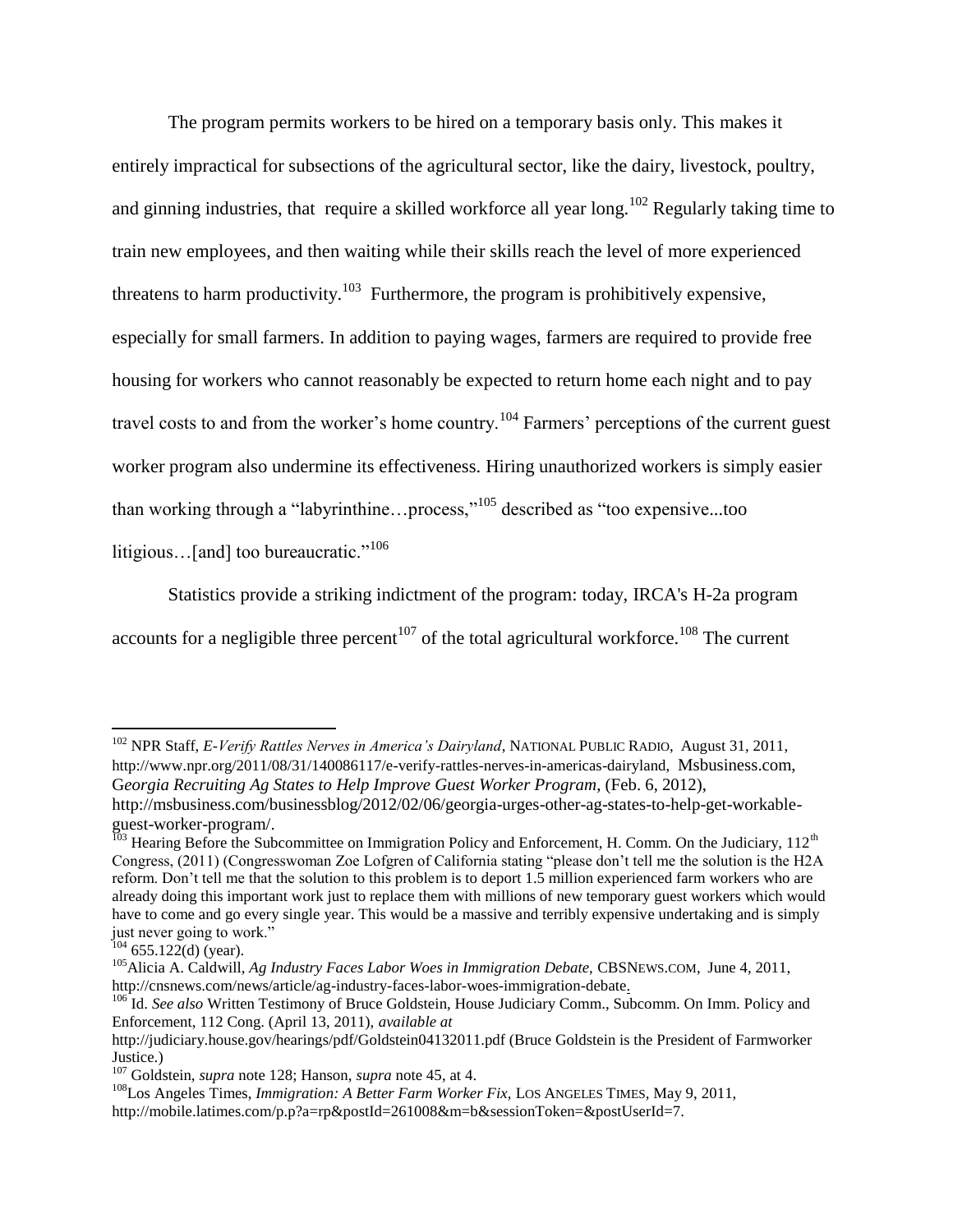The program permits workers to be hired on a temporary basis only. This makes it entirely impractical for subsections of the agricultural sector, like the dairy, livestock, poultry, and ginning industries, that require a skilled workforce all year long.[102] Regularly taking time to train new employees, and then waiting while their skills reach the level of more experienced threatens to harm productivity.[103] Furthermore, the program is prohibitively expensive, especially for small farmers. In addition to paying wages, farmers are required to provide free housing for workers who cannot reasonably be expected to return home each night and to pay travel costs to and from the worker's home country.[104] Farmers' perceptions of the current guest worker program also undermine its effectiveness. Hiring unauthorized workers is simply easier than working through a "labyrinthine…process,"[105] described as "too expensive...too litigious…[and] too bureaucratic."[106]

Statistics provide a striking indictment of the program: today, IRCA's H-2a program accounts for a negligible three percent[107] of the total agricultural workforce.[108] The current

---

[102] NPR Staff, *E-Verify Rattles Nerves in America's Dairyland*, NATIONAL PUBLIC RADIO, August 31, 2011, http://www.npr.org/2011/08/31/140086117/e-verify-rattles-nerves-in-americas-dairyland, Msbusiness.com, *Georgia Recruiting Ag States to Help Improve Guest Worker Program*, (Feb. 6, 2012), http://msbusiness.com/businessblog/2012/02/06/georgia-urges-other-ag-states-to-help-get-workable-guest-worker-program/.

[103] Hearing Before the Subcommittee on Immigration Policy and Enforcement, H. Comm. On the Judiciary, 112th Congress, (2011) (Congresswoman Zoe Lofgren of California stating "please don't tell me the solution is the H2A reform. Don't tell me that the solution to this problem is to deport 1.5 million experienced farm workers who are already doing this important work just to replace them with millions of new temporary guest workers which would have to come and go every single year. This would be a massive and terribly expensive undertaking and is simply just never going to work."

[104] 655.122(d) (year).

[105] Alicia A. Caldwill, *Ag Industry Faces Labor Woes in Immigration Debate,* CBSNEWS.COM, June 4, 2011, http://cnsnews.com/news/article/ag-industry-faces-labor-woes-immigration-debate.

[106] Id. *See also* Written Testimony of Bruce Goldstein, House Judiciary Comm., Subcomm. On Imm. Policy and Enforcement, 112 Cong. (April 13, 2011), *available at* http://judiciary.house.gov/hearings/pdf/Goldstein04132011.pdf (Bruce Goldstein is the President of Farmworker Justice.)

[107] Goldstein, *supra* note 128; Hanson, *supra* note 45, at 4.

[108] Los Angeles Times, *Immigration: A Better Farm Worker Fix,* LOS ANGELES TIMES, May 9, 2011, http://mobile.latimes.com/p.p?a=rp&postId=261008&m=b&sessionToken=&postUserId=7.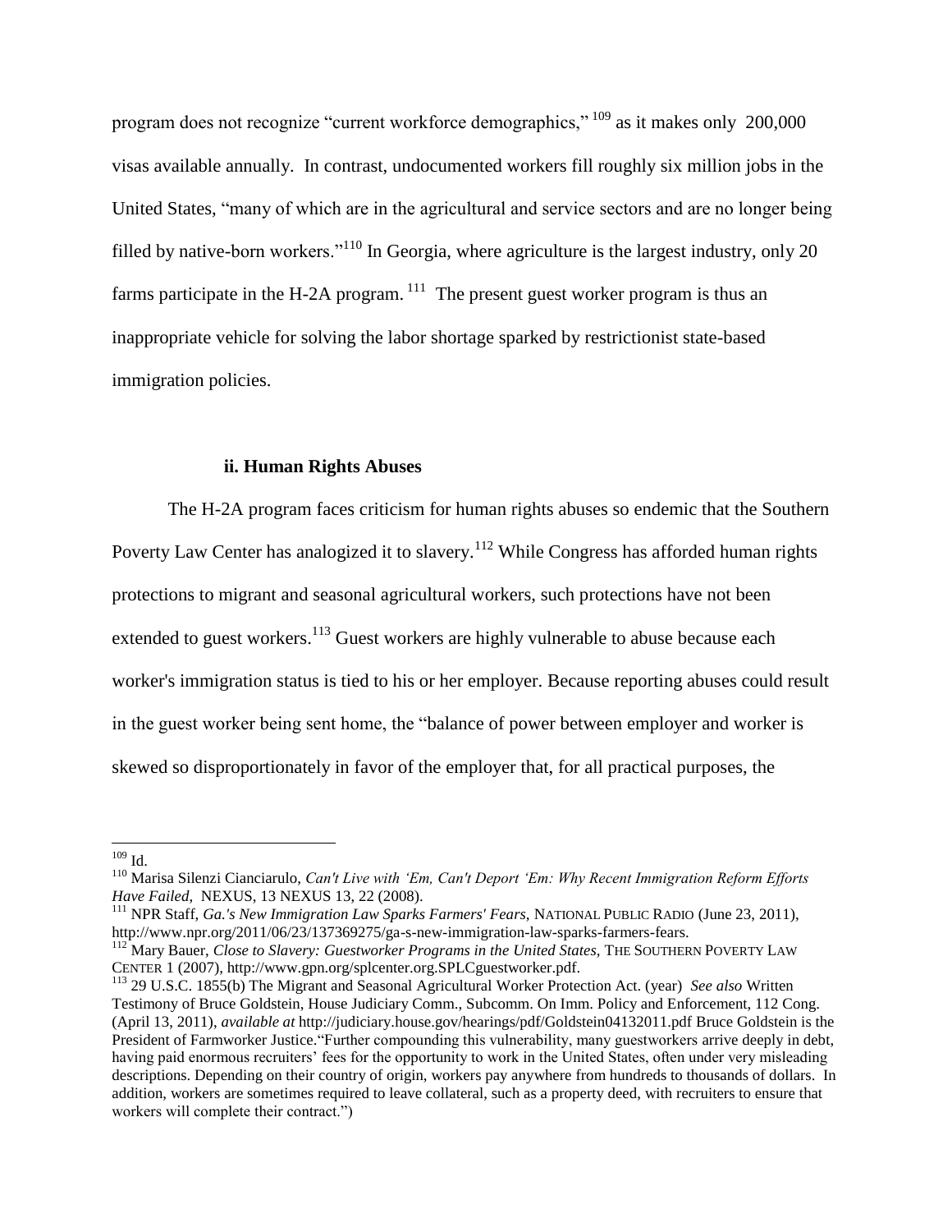program does not recognize "current workforce demographics," [109] as it makes only 200,000 visas available annually. In contrast, undocumented workers fill roughly six million jobs in the United States, "many of which are in the agricultural and service sectors and are no longer being filled by native-born workers."[110] In Georgia, where agriculture is the largest industry, only 20 farms participate in the H-2A program. [111] The present guest worker program is thus an inappropriate vehicle for solving the labor shortage sparked by restrictionist state-based immigration policies.

### ii. Human Rights Abuses

The H-2A program faces criticism for human rights abuses so endemic that the Southern Poverty Law Center has analogized it to slavery.[112] While Congress has afforded human rights protections to migrant and seasonal agricultural workers, such protections have not been extended to guest workers.[113] Guest workers are highly vulnerable to abuse because each worker's immigration status is tied to his or her employer. Because reporting abuses could result in the guest worker being sent home, the "balance of power between employer and worker is skewed so disproportionately in favor of the employer that, for all practical purposes, the

---

[109] Id.

[110] Marisa Silenzi Cianciarulo, *Can't Live with 'Em, Can't Deport 'Em: Why Recent Immigration Reform Efforts Have Failed*, NEXUS, 13 NEXUS 13, 22 (2008).

[111] NPR Staff, *Ga.'s New Immigration Law Sparks Farmers' Fears*, NATIONAL PUBLIC RADIO (June 23, 2011), http://www.npr.org/2011/06/23/137369275/ga-s-new-immigration-law-sparks-farmers-fears.

[112] Mary Bauer, *Close to Slavery: Guestworker Programs in the United States*, THE SOUTHERN POVERTY LAW CENTER 1 (2007), http://www.gpn.org/splcenter.org.SPLCguestworker.pdf.

[113] 29 U.S.C. 1855(b) The Migrant and Seasonal Agricultural Worker Protection Act. (year) *See also* Written Testimony of Bruce Goldstein, House Judiciary Comm., Subcomm. On Imm. Policy and Enforcement, 112 Cong. (April 13, 2011), *available at* http://judiciary.house.gov/hearings/pdf/Goldstein04132011.pdf Bruce Goldstein is the President of Farmworker Justice."Further compounding this vulnerability, many guestworkers arrive deeply in debt, having paid enormous recruiters' fees for the opportunity to work in the United States, often under very misleading descriptions. Depending on their country of origin, workers pay anywhere from hundreds to thousands of dollars. In addition, workers are sometimes required to leave collateral, such as a property deed, with recruiters to ensure that workers will complete their contract.")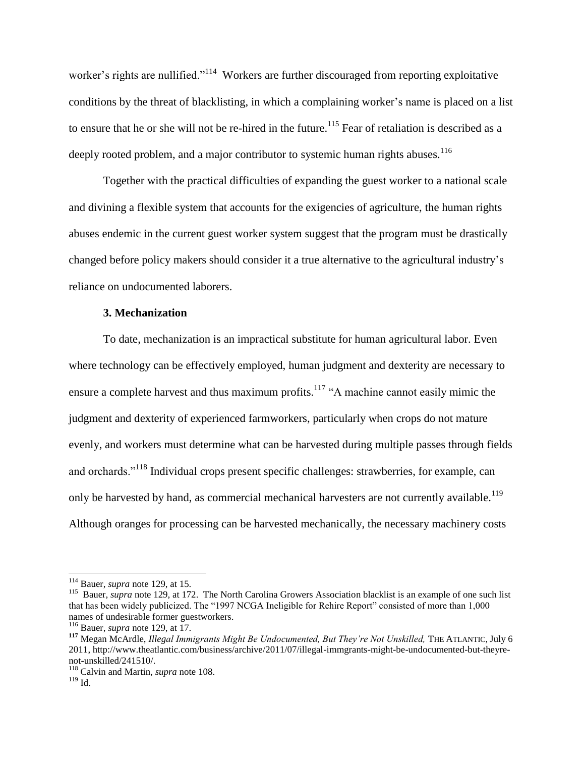worker's rights are nullified."[114] Workers are further discouraged from reporting exploitative conditions by the threat of blacklisting, in which a complaining worker's name is placed on a list to ensure that he or she will not be re-hired in the future.[115] Fear of retaliation is described as a deeply rooted problem, and a major contributor to systemic human rights abuses.[116]

Together with the practical difficulties of expanding the guest worker to a national scale and divining a flexible system that accounts for the exigencies of agriculture, the human rights abuses endemic in the current guest worker system suggest that the program must be drastically changed before policy makers should consider it a true alternative to the agricultural industry's reliance on undocumented laborers.

### 3. Mechanization

To date, mechanization is an impractical substitute for human agricultural labor. Even where technology can be effectively employed, human judgment and dexterity are necessary to ensure a complete harvest and thus maximum profits.[117] "A machine cannot easily mimic the judgment and dexterity of experienced farmworkers, particularly when crops do not mature evenly, and workers must determine what can be harvested during multiple passes through fields and orchards."[118] Individual crops present specific challenges: strawberries, for example, can only be harvested by hand, as commercial mechanical harvesters are not currently available.[119] Although oranges for processing can be harvested mechanically, the necessary machinery costs

---

[114] Bauer, *supra* note 129, at 15.

[115] Bauer, *supra* note 129, at 172. The North Carolina Growers Association blacklist is an example of one such list that has been widely publicized. The "1997 NCGA Ineligible for Rehire Report" consisted of more than 1,000 names of undesirable former guestworkers.

[116] Bauer, *supra* note 129, at 17.

[117] Megan McArdle, *Illegal Immigrants Might Be Undocumented, But They're Not Unskilled,* THE ATLANTIC, July 6 2011, http://www.theatlantic.com/business/archive/2011/07/illegal-immgrants-might-be-undocumented-but-theyre-not-unskilled/241510/.

[118] Calvin and Martin, *supra* note 108.

[119] Id.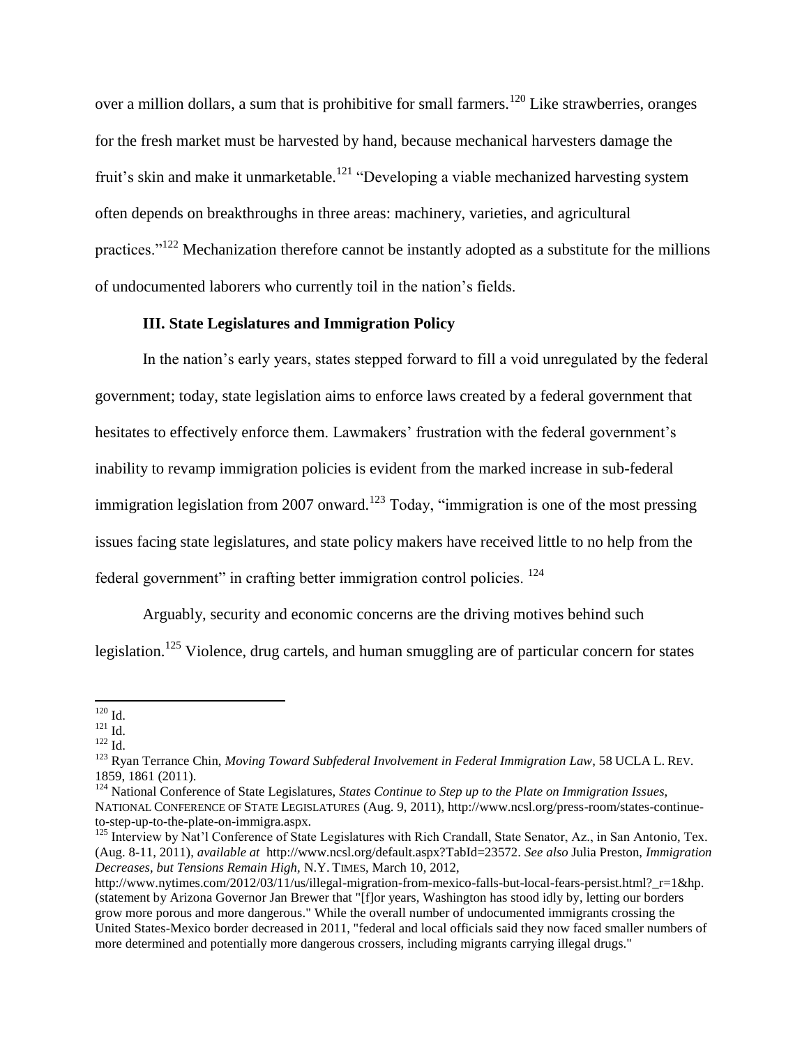over a million dollars, a sum that is prohibitive for small farmers.[120] Like strawberries, oranges for the fresh market must be harvested by hand, because mechanical harvesters damage the fruit's skin and make it unmarketable.[121] "Developing a viable mechanized harvesting system often depends on breakthroughs in three areas: machinery, varieties, and agricultural practices."[122] Mechanization therefore cannot be instantly adopted as a substitute for the millions of undocumented laborers who currently toil in the nation's fields.

### III. State Legislatures and Immigration Policy

In the nation's early years, states stepped forward to fill a void unregulated by the federal government; today, state legislation aims to enforce laws created by a federal government that hesitates to effectively enforce them. Lawmakers' frustration with the federal government's inability to revamp immigration policies is evident from the marked increase in sub-federal immigration legislation from 2007 onward.[123] Today, "immigration is one of the most pressing issues facing state legislatures, and state policy makers have received little to no help from the federal government" in crafting better immigration control policies. [124]

Arguably, security and economic concerns are the driving motives behind such legislation.[125] Violence, drug cartels, and human smuggling are of particular concern for states

---

[120] Id.

[121] Id.

[122] Id.

[123] Ryan Terrance Chin, *Moving Toward Subfederal Involvement in Federal Immigration Law*, 58 UCLA L. REV. 1859, 1861 (2011).

[124] National Conference of State Legislatures, *States Continue to Step up to the Plate on Immigration Issues*, NATIONAL CONFERENCE OF STATE LEGISLATURES (Aug. 9, 2011), http://www.ncsl.org/press-room/states-continue-to-step-up-to-the-plate-on-immigra.aspx.

[125] Interview by Nat'l Conference of State Legislatures with Rich Crandall, State Senator, Az., in San Antonio, Tex. (Aug. 8-11, 2011), *available at* http://www.ncsl.org/default.aspx?TabId=23572. *See also* Julia Preston, *Immigration Decreases, but Tensions Remain High,* N.Y. TIMES, March 10, 2012, http://www.nytimes.com/2012/03/11/us/illegal-migration-from-mexico-falls-but-local-fears-persist.html?_r=1&hp. (statement by Arizona Governor Jan Brewer that "[f]or years, Washington has stood idly by, letting our borders grow more porous and more dangerous." While the overall number of undocumented immigrants crossing the United States-Mexico border decreased in 2011, "federal and local officials said they now faced smaller numbers of more determined and potentially more dangerous crossers, including migrants carrying illegal drugs."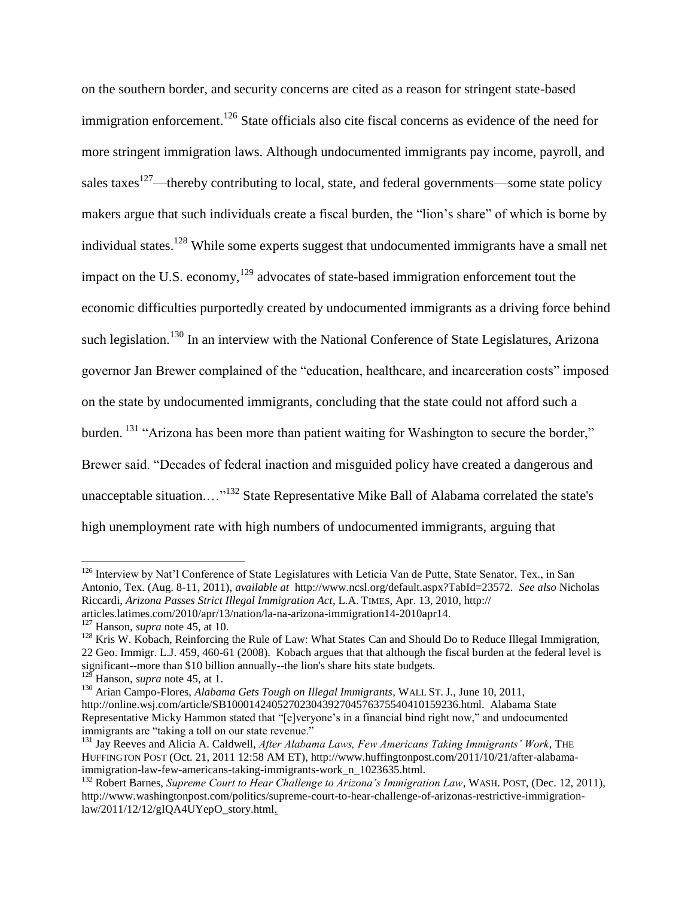on the southern border, and security concerns are cited as a reason for stringent state-based immigration enforcement.[126] State officials also cite fiscal concerns as evidence of the need for more stringent immigration laws. Although undocumented immigrants pay income, payroll, and sales taxes[127]—thereby contributing to local, state, and federal governments—some state policy makers argue that such individuals create a fiscal burden, the "lion's share" of which is borne by individual states.[128] While some experts suggest that undocumented immigrants have a small net impact on the U.S. economy,[129] advocates of state-based immigration enforcement tout the economic difficulties purportedly created by undocumented immigrants as a driving force behind such legislation.[130] In an interview with the National Conference of State Legislatures, Arizona governor Jan Brewer complained of the "education, healthcare, and incarceration costs" imposed on the state by undocumented immigrants, concluding that the state could not afford such a burden. [131] "Arizona has been more than patient waiting for Washington to secure the border," Brewer said. "Decades of federal inaction and misguided policy have created a dangerous and unacceptable situation.…"[132] State Representative Mike Ball of Alabama correlated the state's high unemployment rate with high numbers of undocumented immigrants, arguing that

---

[126] Interview by Nat'l Conference of State Legislatures with Leticia Van de Putte, State Senator, Tex., in San Antonio, Tex. (Aug. 8-11, 2011), *available at* http://www.ncsl.org/default.aspx?TabId=23572. *See also* Nicholas Riccardi, *Arizona Passes Strict Illegal Immigration Act*, L.A. TIMES, Apr. 13, 2010, http://articles.latimes.com/2010/apr/13/nation/la-na-arizona-immigration14-2010apr14.

[127] Hanson, *supra* note 45, at 10.

[128] Kris W. Kobach, Reinforcing the Rule of Law: What States Can and Should Do to Reduce Illegal Immigration, 22 Geo. Immigr. L.J. 459, 460-61 (2008). Kobach argues that that although the fiscal burden at the federal level is significant--more than $10 billion annually--the lion's share hits state budgets.

[129] Hanson, *supra* note 45, at 1.

[130] Arian Campo-Flores, *Alabama Gets Tough on Illegal Immigrants*, WALL ST. J., June 10, 2011, http://online.wsj.com/article/SB10001424052702304392704576375540410159236.html. Alabama State Representative Micky Hammon stated that "[e]veryone's in a financial bind right now," and undocumented immigrants are "taking a toll on our state revenue."

[131] Jay Reeves and Alicia A. Caldwell, *After Alabama Laws, Few Americans Taking Immigrants' Work*, THE HUFFINGTON POST (Oct. 21, 2011 12:58 AM ET), http://www.huffingtonpost.com/2011/10/21/after-alabama-immigration-law-few-americans-taking-immigrants-work_n_1023635.html.

[132] Robert Barnes, *Supreme Court to Hear Challenge to Arizona's Immigration Law*, WASH. POST, (Dec. 12, 2011), http://www.washingtonpost.com/politics/supreme-court-to-hear-challenge-of-arizonas-restrictive-immigration-law/2011/12/12/gIQA4UYepO_story.html.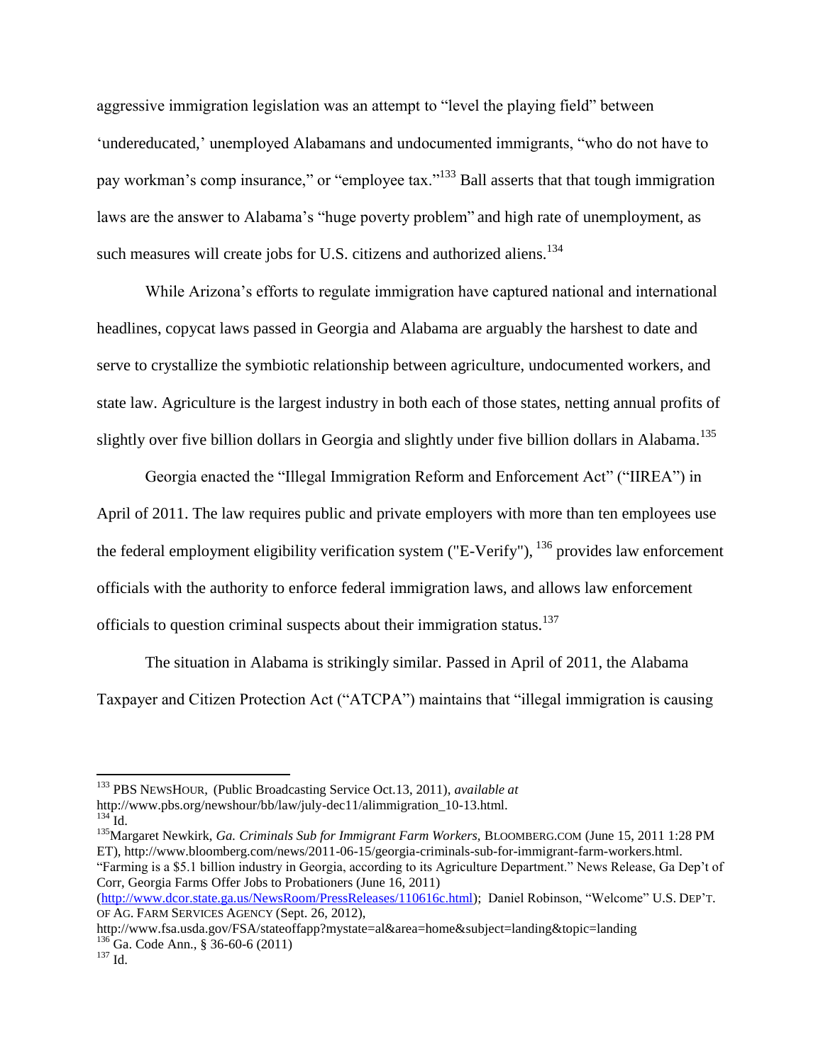aggressive immigration legislation was an attempt to "level the playing field" between 'undereducated,' unemployed Alabamans and undocumented immigrants, "who do not have to pay workman's comp insurance," or "employee tax."[133] Ball asserts that that tough immigration laws are the answer to Alabama's "huge poverty problem" and high rate of unemployment, as such measures will create jobs for U.S. citizens and authorized aliens.[134]

While Arizona's efforts to regulate immigration have captured national and international headlines, copycat laws passed in Georgia and Alabama are arguably the harshest to date and serve to crystallize the symbiotic relationship between agriculture, undocumented workers, and state law. Agriculture is the largest industry in both each of those states, netting annual profits of slightly over five billion dollars in Georgia and slightly under five billion dollars in Alabama.[135]

Georgia enacted the "Illegal Immigration Reform and Enforcement Act" ("IIREA") in April of 2011. The law requires public and private employers with more than ten employees use the federal employment eligibility verification system ("E-Verify"), [136] provides law enforcement officials with the authority to enforce federal immigration laws, and allows law enforcement officials to question criminal suspects about their immigration status.[137]

The situation in Alabama is strikingly similar. Passed in April of 2011, the Alabama Taxpayer and Citizen Protection Act ("ATCPA") maintains that "illegal immigration is causing

---

[133] PBS NEWSHOUR, (Public Broadcasting Service Oct.13, 2011), *available at* http://www.pbs.org/newshour/bb/law/july-dec11/alimmigration_10-13.html.

[134] Id.

[135] Margaret Newkirk, *Ga. Criminals Sub for Immigrant Farm Workers,* BLOOMBERG.COM (June 15, 2011 1:28 PM ET), http://www.bloomberg.com/news/2011-06-15/georgia-criminals-sub-for-immigrant-farm-workers.html. "Farming is a $5.1 billion industry in Georgia, according to its Agriculture Department." News Release, Ga Dep't of Corr, Georgia Farms Offer Jobs to Probationers (June 16, 2011) (http://www.dcor.state.ga.us/NewsRoom/PressReleases/110616c.html); Daniel Robinson, "Welcome" U.S. DEP'T. OF AG. FARM SERVICES AGENCY (Sept. 26, 2012), http://www.fsa.usda.gov/FSA/stateoffapp?mystate=al&area=home&subject=landing&topic=landing

[136] Ga. Code Ann., § 36-60-6 (2011)

[137] Id.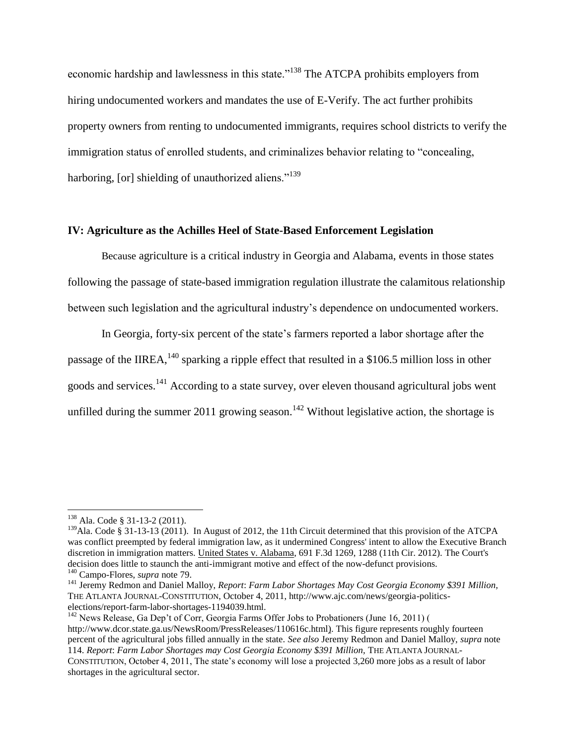economic hardship and lawlessness in this state."[138] The ATCPA prohibits employers from hiring undocumented workers and mandates the use of E-Verify. The act further prohibits property owners from renting to undocumented immigrants, requires school districts to verify the immigration status of enrolled students, and criminalizes behavior relating to "concealing, harboring, [or] shielding of unauthorized aliens."[139]

## IV: Agriculture as the Achilles Heel of State-Based Enforcement Legislation

Because agriculture is a critical industry in Georgia and Alabama, events in those states following the passage of state-based immigration regulation illustrate the calamitous relationship between such legislation and the agricultural industry's dependence on undocumented workers.

In Georgia, forty-six percent of the state's farmers reported a labor shortage after the passage of the IIREA,[140] sparking a ripple effect that resulted in a $106.5 million loss in other goods and services.[141] According to a state survey, over eleven thousand agricultural jobs went unfilled during the summer 2011 growing season.[142] Without legislative action, the shortage is

---

[138] Ala. Code § 31-13-2 (2011).

[139] Ala. Code § 31-13-13 (2011). In August of 2012, the 11th Circuit determined that this provision of the ATCPA was conflict preempted by federal immigration law, as it undermined Congress' intent to allow the Executive Branch discretion in immigration matters. United States v. Alabama, 691 F.3d 1269, 1288 (11th Cir. 2012). The Court's decision does little to staunch the anti-immigrant motive and effect of the now-defunct provisions.

[140] Campo-Flores, *supra* note 79.

[141] Jeremy Redmon and Daniel Malloy, *Report*: *Farm Labor Shortages May Cost Georgia Economy $391 Million,* THE ATLANTA JOURNAL-CONSTITUTION, October 4, 2011, http://www.ajc.com/news/georgia-politics-elections/report-farm-labor-shortages-1194039.html.

[142] News Release, Ga Dep't of Corr, Georgia Farms Offer Jobs to Probationers (June 16, 2011) ( http://www.dcor.state.ga.us/NewsRoom/PressReleases/110616c.html). This figure represents roughly fourteen percent of the agricultural jobs filled annually in the state. *See also* Jeremy Redmon and Daniel Malloy, *supra* note 114. *Report*: *Farm Labor Shortages may Cost Georgia Economy $391 Million,* THE ATLANTA JOURNAL-CONSTITUTION, October 4, 2011, The state's economy will lose a projected 3,260 more jobs as a result of labor shortages in the agricultural sector.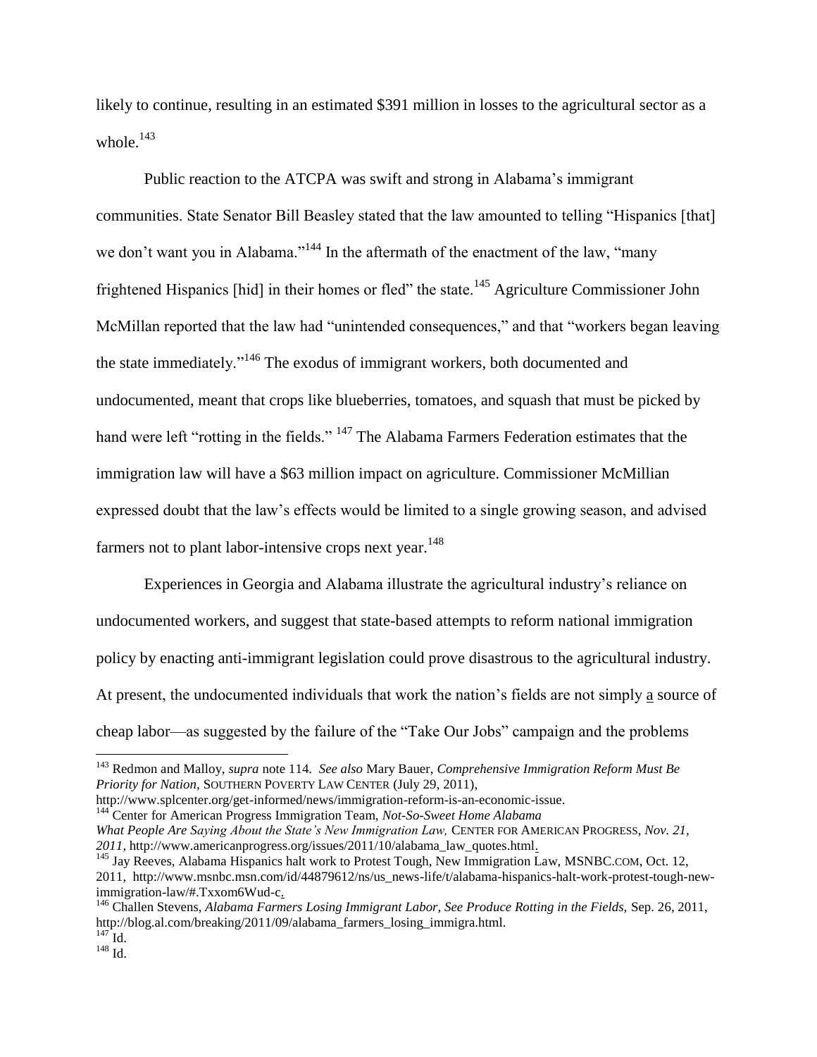likely to continue, resulting in an estimated $391 million in losses to the agricultural sector as a whole.[143]

Public reaction to the ATCPA was swift and strong in Alabama's immigrant communities. State Senator Bill Beasley stated that the law amounted to telling "Hispanics [that] we don't want you in Alabama."[144] In the aftermath of the enactment of the law, "many frightened Hispanics [hid] in their homes or fled" the state.[145] Agriculture Commissioner John McMillan reported that the law had "unintended consequences," and that "workers began leaving the state immediately."[146] The exodus of immigrant workers, both documented and undocumented, meant that crops like blueberries, tomatoes, and squash that must be picked by hand were left "rotting in the fields." [147] The Alabama Farmers Federation estimates that the immigration law will have a $63 million impact on agriculture. Commissioner McMillian expressed doubt that the law's effects would be limited to a single growing season, and advised farmers not to plant labor-intensive crops next year.[148]

Experiences in Georgia and Alabama illustrate the agricultural industry's reliance on undocumented workers, and suggest that state-based attempts to reform national immigration policy by enacting anti-immigrant legislation could prove disastrous to the agricultural industry. At present, the undocumented individuals that work the nation's fields are not simply a source of cheap labor—as suggested by the failure of the "Take Our Jobs" campaign and the problems

---

[143] Redmon and Malloy, *supra* note 114. *See also* Mary Bauer, *Comprehensive Immigration Reform Must Be Priority for Nation*, SOUTHERN POVERTY LAW CENTER (July 29, 2011), http://www.splcenter.org/get-informed/news/immigration-reform-is-an-economic-issue.

[144] Center for American Progress Immigration Team, *Not-So-Sweet Home Alabama What People Are Saying About the State's New Immigration Law,* CENTER FOR AMERICAN PROGRESS, *Nov. 21, 2011,* http://www.americanprogress.org/issues/2011/10/alabama_law_quotes.html.

[145] Jay Reeves, Alabama Hispanics halt work to Protest Tough, New Immigration Law, MSNBC.COM, Oct. 12, 2011, http://www.msnbc.msn.com/id/44879612/ns/us_news-life/t/alabama-hispanics-halt-work-protest-tough-new-immigration-law/#.Txxom6Wud-c.

[146] Challen Stevens, *Alabama Farmers Losing Immigrant Labor, See Produce Rotting in the Fields,* Sep. 26, 2011, http://blog.al.com/breaking/2011/09/alabama_farmers_losing_immigra.html.

[147] Id.

[148] Id.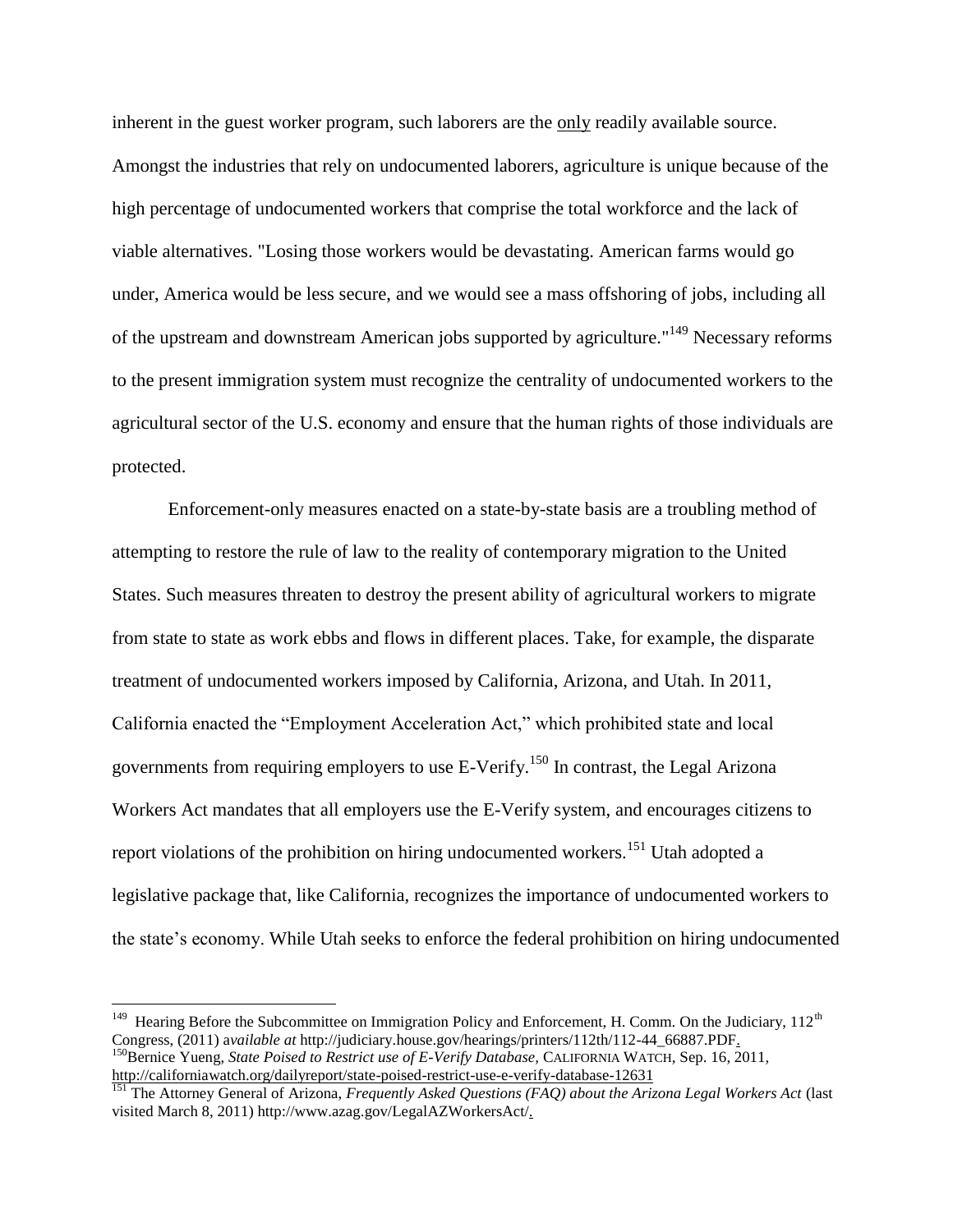inherent in the guest worker program, such laborers are the <u>only</u> readily available source. Amongst the industries that rely on undocumented laborers, agriculture is unique because of the high percentage of undocumented workers that comprise the total workforce and the lack of viable alternatives. "Losing those workers would be devastating. American farms would go under, America would be less secure, and we would see a mass offshoring of jobs, including all of the upstream and downstream American jobs supported by agriculture."[149] Necessary reforms to the present immigration system must recognize the centrality of undocumented workers to the agricultural sector of the U.S. economy and ensure that the human rights of those individuals are protected.

Enforcement-only measures enacted on a state-by-state basis are a troubling method of attempting to restore the rule of law to the reality of contemporary migration to the United States. Such measures threaten to destroy the present ability of agricultural workers to migrate from state to state as work ebbs and flows in different places. Take, for example, the disparate treatment of undocumented workers imposed by California, Arizona, and Utah. In 2011, California enacted the "Employment Acceleration Act," which prohibited state and local governments from requiring employers to use E-Verify.[150] In contrast, the Legal Arizona Workers Act mandates that all employers use the E-Verify system, and encourages citizens to report violations of the prohibition on hiring undocumented workers.[151] Utah adopted a legislative package that, like California, recognizes the importance of undocumented workers to the state's economy. While Utah seeks to enforce the federal prohibition on hiring undocumented

---

[149] Hearing Before the Subcommittee on Immigration Policy and Enforcement, H. Comm. On the Judiciary, 112th Congress, (2011) *available at* http://judiciary.house.gov/hearings/printers/112th/112-44_66887.PDF.

[150] Bernice Yueng, *State Poised to Restrict use of E-Verify Database,* CALIFORNIA WATCH, Sep. 16, 2011, http://californiawatch.org/dailyreport/state-poised-restrict-use-e-verify-database-12631

[151] The Attorney General of Arizona, *Frequently Asked Questions (FAQ) about the Arizona Legal Workers Act* (last visited March 8, 2011) http://www.azag.gov/LegalAZWorkersAct/.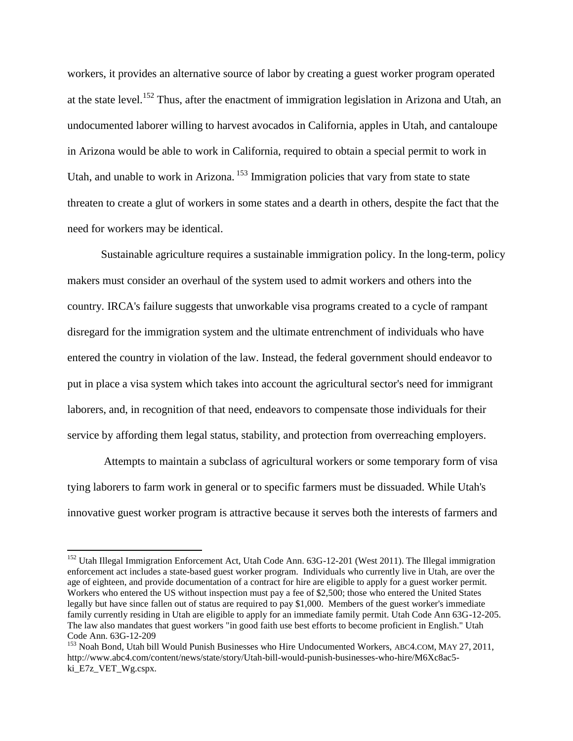workers, it provides an alternative source of labor by creating a guest worker program operated at the state level.[152] Thus, after the enactment of immigration legislation in Arizona and Utah, an undocumented laborer willing to harvest avocados in California, apples in Utah, and cantaloupe in Arizona would be able to work in California, required to obtain a special permit to work in Utah, and unable to work in Arizona.[153] Immigration policies that vary from state to state threaten to create a glut of workers in some states and a dearth in others, despite the fact that the need for workers may be identical.

Sustainable agriculture requires a sustainable immigration policy. In the long-term, policy makers must consider an overhaul of the system used to admit workers and others into the country. IRCA's failure suggests that unworkable visa programs created to a cycle of rampant disregard for the immigration system and the ultimate entrenchment of individuals who have entered the country in violation of the law. Instead, the federal government should endeavor to put in place a visa system which takes into account the agricultural sector's need for immigrant laborers, and, in recognition of that need, endeavors to compensate those individuals for their service by affording them legal status, stability, and protection from overreaching employers.

Attempts to maintain a subclass of agricultural workers or some temporary form of visa tying laborers to farm work in general or to specific farmers must be dissuaded. While Utah's innovative guest worker program is attractive because it serves both the interests of farmers and

---

[152] Utah Illegal Immigration Enforcement Act, Utah Code Ann. 63G-12-201 (West 2011). The Illegal immigration enforcement act includes a state-based guest worker program. Individuals who currently live in Utah, are over the age of eighteen, and provide documentation of a contract for hire are eligible to apply for a guest worker permit. Workers who entered the US without inspection must pay a fee of $2,500; those who entered the United States legally but have since fallen out of status are required to pay $1,000. Members of the guest worker's immediate family currently residing in Utah are eligible to apply for an immediate family permit. Utah Code Ann 63G-12-205. The law also mandates that guest workers "in good faith use best efforts to become proficient in English." Utah Code Ann. 63G-12-209

[153] Noah Bond, Utah bill Would Punish Businesses who Hire Undocumented Workers, ABC4.COM, MAY 27, 2011, http://www.abc4.com/content/news/state/story/Utah-bill-would-punish-businesses-who-hire/M6Xc8ac5-ki_E7z_VET_Wg.cspx.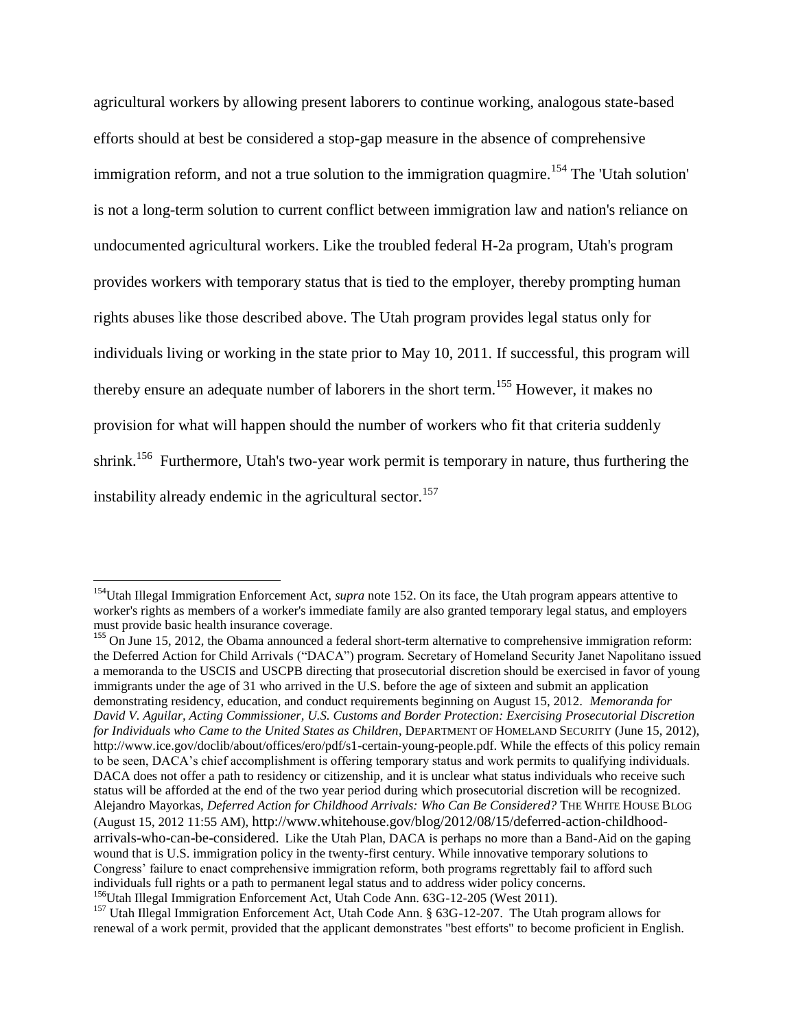agricultural workers by allowing present laborers to continue working, analogous state-based efforts should at best be considered a stop-gap measure in the absence of comprehensive immigration reform, and not a true solution to the immigration quagmire.[154] The 'Utah solution' is not a long-term solution to current conflict between immigration law and nation's reliance on undocumented agricultural workers. Like the troubled federal H-2a program, Utah's program provides workers with temporary status that is tied to the employer, thereby prompting human rights abuses like those described above. The Utah program provides legal status only for individuals living or working in the state prior to May 10, 2011. If successful, this program will thereby ensure an adequate number of laborers in the short term.[155] However, it makes no provision for what will happen should the number of workers who fit that criteria suddenly shrink.[156] Furthermore, Utah's two-year work permit is temporary in nature, thus furthering the instability already endemic in the agricultural sector.[157]

---

[154]Utah Illegal Immigration Enforcement Act, *supra* note 152. On its face, the Utah program appears attentive to worker's rights as members of a worker's immediate family are also granted temporary legal status, and employers must provide basic health insurance coverage.

[155] On June 15, 2012, the Obama announced a federal short-term alternative to comprehensive immigration reform: the Deferred Action for Child Arrivals ("DACA") program. Secretary of Homeland Security Janet Napolitano issued a memoranda to the USCIS and USCPB directing that prosecutorial discretion should be exercised in favor of young immigrants under the age of 31 who arrived in the U.S. before the age of sixteen and submit an application demonstrating residency, education, and conduct requirements beginning on August 15, 2012. *Memoranda for David V. Aguilar, Acting Commissioner, U.S. Customs and Border Protection: Exercising Prosecutorial Discretion for Individuals who Came to the United States as Children*, DEPARTMENT OF HOMELAND SECURITY (June 15, 2012), http://www.ice.gov/doclib/about/offices/ero/pdf/s1-certain-young-people.pdf. While the effects of this policy remain to be seen, DACA's chief accomplishment is offering temporary status and work permits to qualifying individuals. DACA does not offer a path to residency or citizenship, and it is unclear what status individuals who receive such status will be afforded at the end of the two year period during which prosecutorial discretion will be recognized. Alejandro Mayorkas, *Deferred Action for Childhood Arrivals: Who Can Be Considered?* THE WHITE HOUSE BLOG (August 15, 2012 11:55 AM), http://www.whitehouse.gov/blog/2012/08/15/deferred-action-childhood-arrivals-who-can-be-considered. Like the Utah Plan, DACA is perhaps no more than a Band-Aid on the gaping wound that is U.S. immigration policy in the twenty-first century. While innovative temporary solutions to Congress' failure to enact comprehensive immigration reform, both programs regrettably fail to afford such individuals full rights or a path to permanent legal status and to address wider policy concerns.

[156]Utah Illegal Immigration Enforcement Act, Utah Code Ann. 63G-12-205 (West 2011).

[157] Utah Illegal Immigration Enforcement Act, Utah Code Ann. § 63G-12-207. The Utah program allows for renewal of a work permit, provided that the applicant demonstrates "best efforts" to become proficient in English.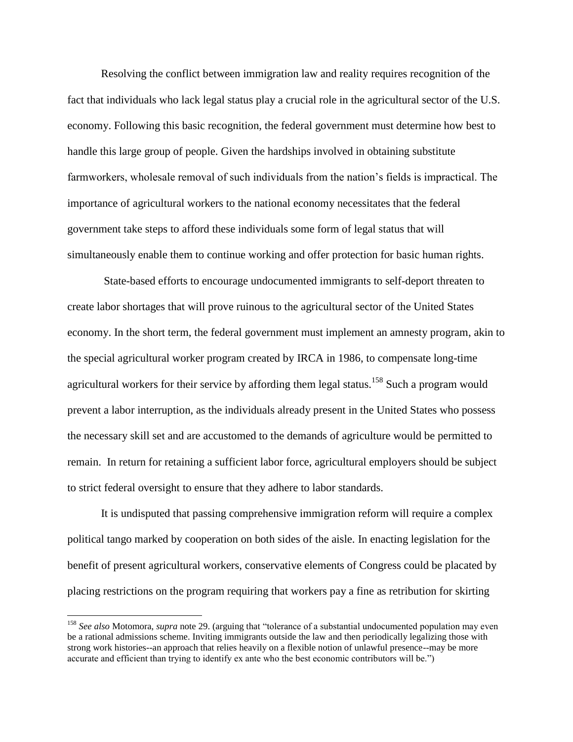Resolving the conflict between immigration law and reality requires recognition of the fact that individuals who lack legal status play a crucial role in the agricultural sector of the U.S. economy. Following this basic recognition, the federal government must determine how best to handle this large group of people. Given the hardships involved in obtaining substitute farmworkers, wholesale removal of such individuals from the nation's fields is impractical. The importance of agricultural workers to the national economy necessitates that the federal government take steps to afford these individuals some form of legal status that will simultaneously enable them to continue working and offer protection for basic human rights.

State-based efforts to encourage undocumented immigrants to self-deport threaten to create labor shortages that will prove ruinous to the agricultural sector of the United States economy. In the short term, the federal government must implement an amnesty program, akin to the special agricultural worker program created by IRCA in 1986, to compensate long-time agricultural workers for their service by affording them legal status.[158] Such a program would prevent a labor interruption, as the individuals already present in the United States who possess the necessary skill set and are accustomed to the demands of agriculture would be permitted to remain. In return for retaining a sufficient labor force, agricultural employers should be subject to strict federal oversight to ensure that they adhere to labor standards.

It is undisputed that passing comprehensive immigration reform will require a complex political tango marked by cooperation on both sides of the aisle. In enacting legislation for the benefit of present agricultural workers, conservative elements of Congress could be placated by placing restrictions on the program requiring that workers pay a fine as retribution for skirting

---

[158] *See also* Motomora, *supra* note 29. (arguing that "tolerance of a substantial undocumented population may even be a rational admissions scheme. Inviting immigrants outside the law and then periodically legalizing those with strong work histories--an approach that relies heavily on a flexible notion of unlawful presence--may be more accurate and efficient than trying to identify ex ante who the best economic contributors will be.")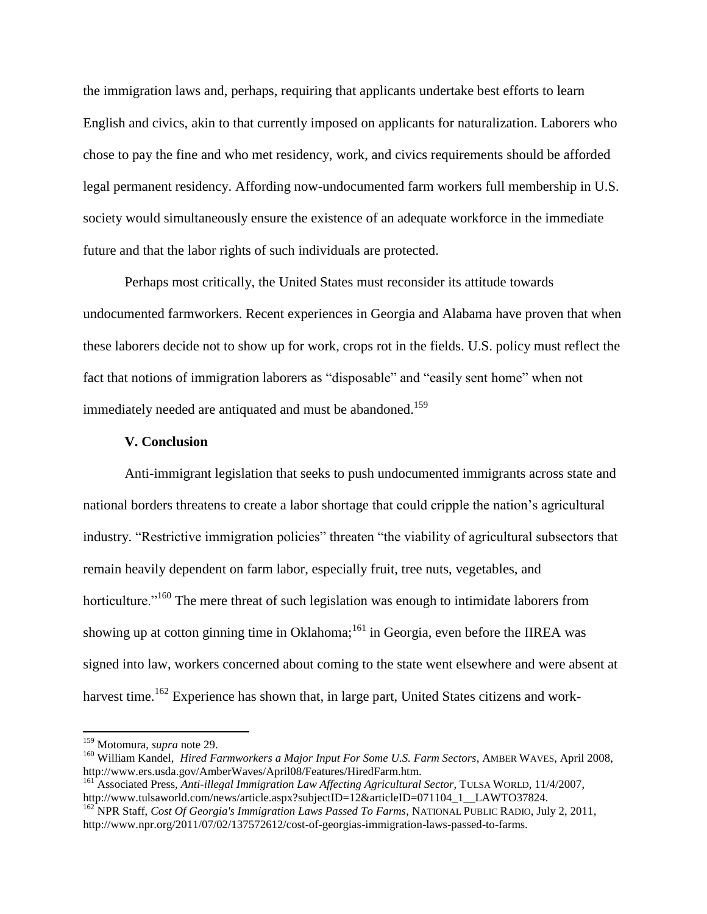the immigration laws and, perhaps, requiring that applicants undertake best efforts to learn English and civics, akin to that currently imposed on applicants for naturalization. Laborers who chose to pay the fine and who met residency, work, and civics requirements should be afforded legal permanent residency. Affording now-undocumented farm workers full membership in U.S. society would simultaneously ensure the existence of an adequate workforce in the immediate future and that the labor rights of such individuals are protected.

Perhaps most critically, the United States must reconsider its attitude towards undocumented farmworkers. Recent experiences in Georgia and Alabama have proven that when these laborers decide not to show up for work, crops rot in the fields. U.S. policy must reflect the fact that notions of immigration laborers as "disposable" and "easily sent home" when not immediately needed are antiquated and must be abandoned.[159]

### V. Conclusion

Anti-immigrant legislation that seeks to push undocumented immigrants across state and national borders threatens to create a labor shortage that could cripple the nation's agricultural industry. "Restrictive immigration policies" threaten "the viability of agricultural subsectors that remain heavily dependent on farm labor, especially fruit, tree nuts, vegetables, and horticulture."[160] The mere threat of such legislation was enough to intimidate laborers from showing up at cotton ginning time in Oklahoma;[161] in Georgia, even before the IIREA was signed into law, workers concerned about coming to the state went elsewhere and were absent at harvest time.[162] Experience has shown that, in large part, United States citizens and work-

---

[159] Motomura, *supra* note 29.

[160] William Kandel, *Hired Farmworkers a Major Input For Some U.S. Farm Sectors*, AMBER WAVES, April 2008, http://www.ers.usda.gov/AmberWaves/April08/Features/HiredFarm.htm.

[161] Associated Press, *Anti-illegal Immigration Law Affecting Agricultural Sector*, TULSA WORLD, 11/4/2007, http://www.tulsaworld.com/news/article.aspx?subjectID=12&articleID=071104_1__LAWTO37824.

[162] NPR Staff, *Cost Of Georgia's Immigration Laws Passed To Farms*, NATIONAL PUBLIC RADIO, July 2, 2011, http://www.npr.org/2011/07/02/137572612/cost-of-georgias-immigration-laws-passed-to-farms.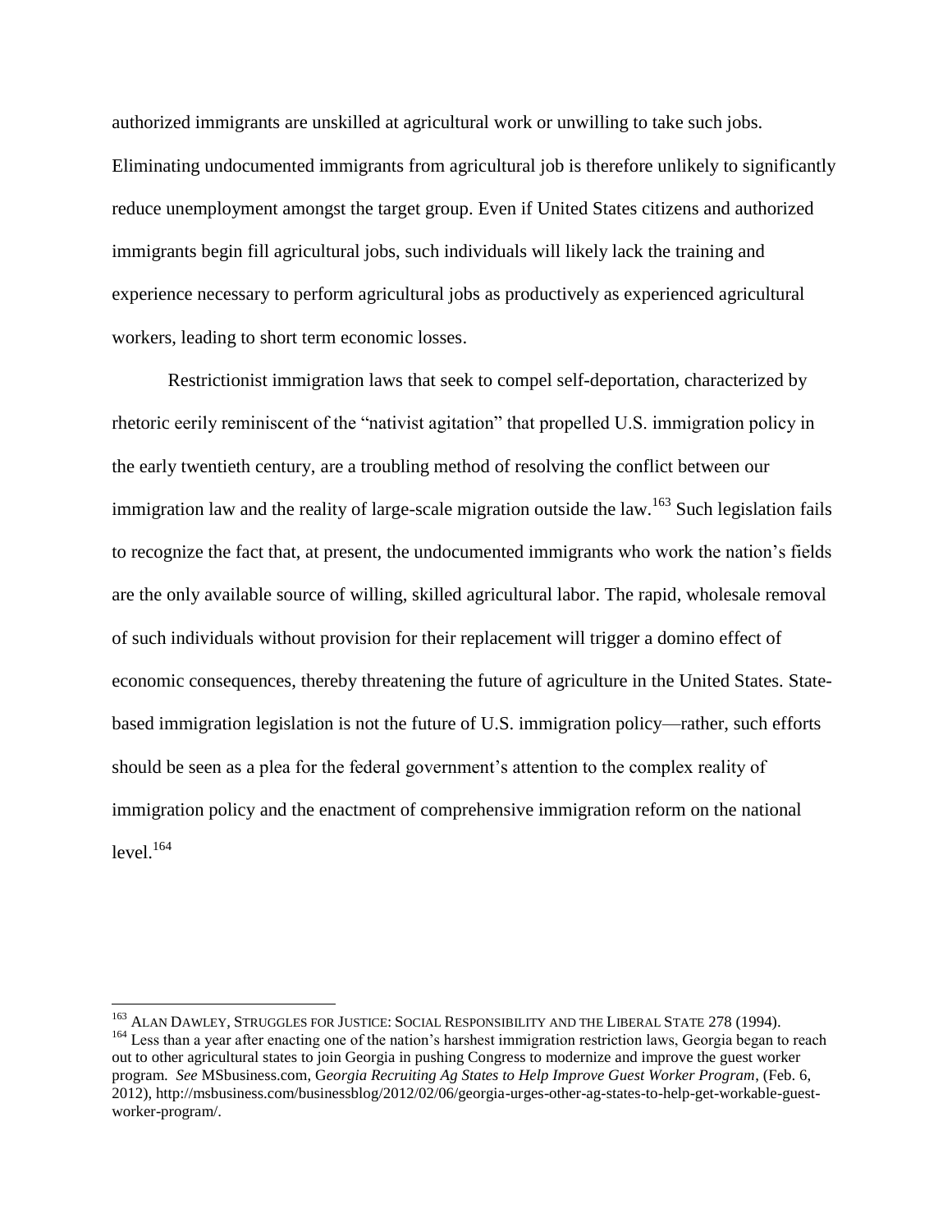authorized immigrants are unskilled at agricultural work or unwilling to take such jobs. Eliminating undocumented immigrants from agricultural job is therefore unlikely to significantly reduce unemployment amongst the target group. Even if United States citizens and authorized immigrants begin fill agricultural jobs, such individuals will likely lack the training and experience necessary to perform agricultural jobs as productively as experienced agricultural workers, leading to short term economic losses.

Restrictionist immigration laws that seek to compel self-deportation, characterized by rhetoric eerily reminiscent of the "nativist agitation" that propelled U.S. immigration policy in the early twentieth century, are a troubling method of resolving the conflict between our immigration law and the reality of large-scale migration outside the law.[163] Such legislation fails to recognize the fact that, at present, the undocumented immigrants who work the nation's fields are the only available source of willing, skilled agricultural labor. The rapid, wholesale removal of such individuals without provision for their replacement will trigger a domino effect of economic consequences, thereby threatening the future of agriculture in the United States. State-based immigration legislation is not the future of U.S. immigration policy—rather, such efforts should be seen as a plea for the federal government's attention to the complex reality of immigration policy and the enactment of comprehensive immigration reform on the national level.[164]

---

[163] ALAN DAWLEY, STRUGGLES FOR JUSTICE: SOCIAL RESPONSIBILITY AND THE LIBERAL STATE 278 (1994).

[164] Less than a year after enacting one of the nation's harshest immigration restriction laws, Georgia began to reach out to other agricultural states to join Georgia in pushing Congress to modernize and improve the guest worker program. *See* MSbusiness.com, *Georgia Recruiting Ag States to Help Improve Guest Worker Program*, (Feb. 6, 2012), http://msbusiness.com/businessblog/2012/02/06/georgia-urges-other-ag-states-to-help-get-workable-guest-worker-program/.